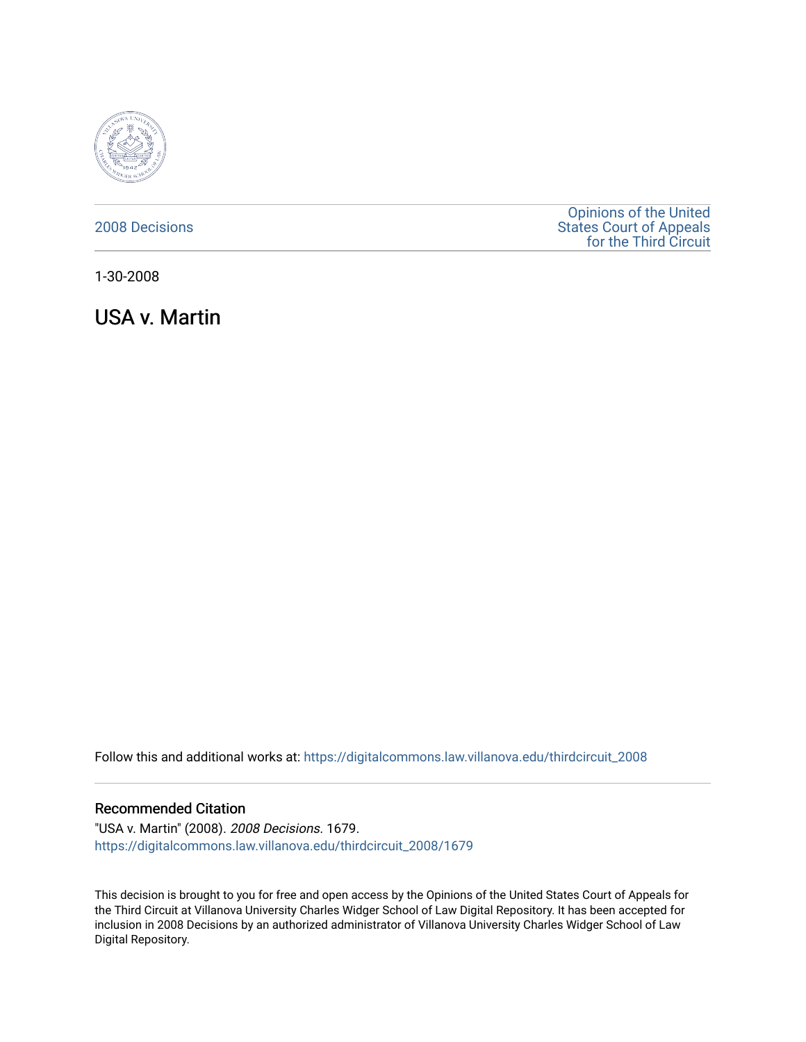2008 Decisions

Opinions of the United States Court of Appeals for the Third Circuit

1-30-2008

# USA v. Martin

Follow this and additional works at: https://digitalcommons.law.villanova.edu/thirdcircuit_2008

## Recommended Citation

"USA v. Martin" (2008). *2008 Decisions*. 1679.
https://digitalcommons.law.villanova.edu/thirdcircuit_2008/1679

This decision is brought to you for free and open access by the Opinions of the United States Court of Appeals for the Third Circuit at Villanova University Charles Widger School of Law Digital Repository. It has been accepted for inclusion in 2008 Decisions by an authorized administrator of Villanova University Charles Widger School of Law Digital Repository.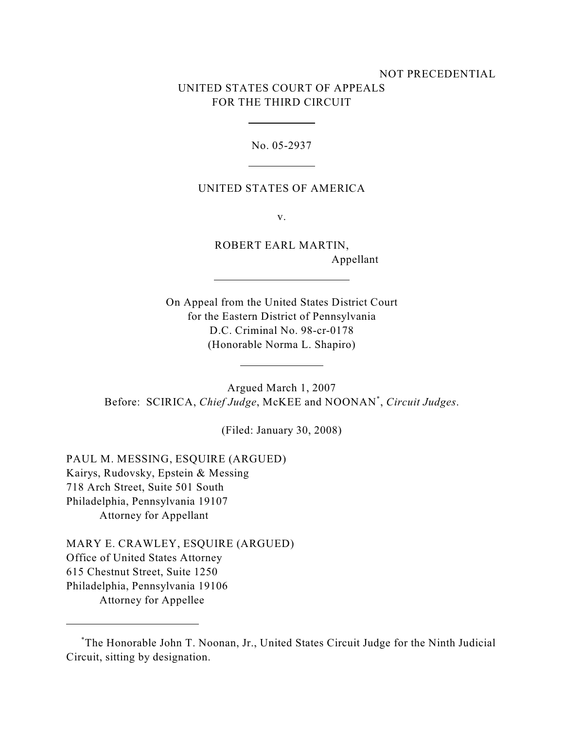NOT PRECEDENTIAL

UNITED STATES COURT OF APPEALS
FOR THE THIRD CIRCUIT

---

No. 05-2937

---

UNITED STATES OF AMERICA

v.

ROBERT EARL MARTIN,
Appellant

---

On Appeal from the United States District Court
for the Eastern District of Pennsylvania
D.C. Criminal No. 98-cr-0178
(Honorable Norma L. Shapiro)

---

Argued March 1, 2007

Before: SCIRICA, *Chief Judge*, McKEE and NOONAN[*], *Circuit Judges*.

(Filed: January 30, 2008)

PAUL M. MESSING, ESQUIRE (ARGUED)
Kairys, Rudovsky, Epstein & Messing
718 Arch Street, Suite 501 South
Philadelphia, Pennsylvania 19107
Attorney for Appellant

MARY E. CRAWLEY, ESQUIRE (ARGUED)
Office of United States Attorney
615 Chestnut Street, Suite 1250
Philadelphia, Pennsylvania 19106
Attorney for Appellee

---

[*] The Honorable John T. Noonan, Jr., United States Circuit Judge for the Ninth Judicial Circuit, sitting by designation.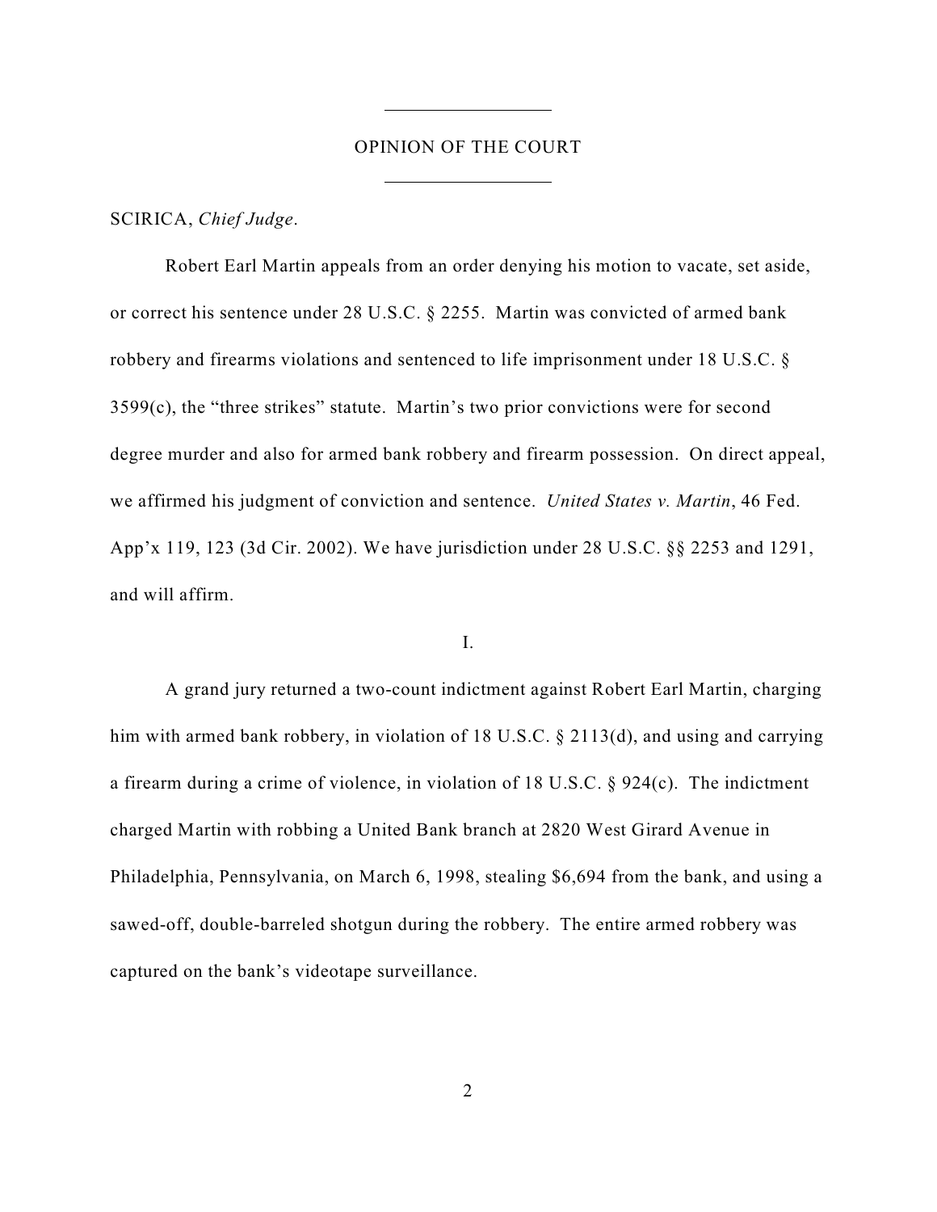## OPINION OF THE COURT

SCIRICA, *Chief Judge*.

Robert Earl Martin appeals from an order denying his motion to vacate, set aside, or correct his sentence under 28 U.S.C. § 2255. Martin was convicted of armed bank robbery and firearms violations and sentenced to life imprisonment under 18 U.S.C. § 3599(c), the "three strikes" statute. Martin's two prior convictions were for second degree murder and also for armed bank robbery and firearm possession. On direct appeal, we affirmed his judgment of conviction and sentence. *United States v. Martin*, 46 Fed. App'x 119, 123 (3d Cir. 2002). We have jurisdiction under 28 U.S.C. §§ 2253 and 1291, and will affirm.

### I.

A grand jury returned a two-count indictment against Robert Earl Martin, charging him with armed bank robbery, in violation of 18 U.S.C. § 2113(d), and using and carrying a firearm during a crime of violence, in violation of 18 U.S.C. § 924(c). The indictment charged Martin with robbing a United Bank branch at 2820 West Girard Avenue in Philadelphia, Pennsylvania, on March 6, 1998, stealing $6,694 from the bank, and using a sawed-off, double-barreled shotgun during the robbery. The entire armed robbery was captured on the bank's videotape surveillance.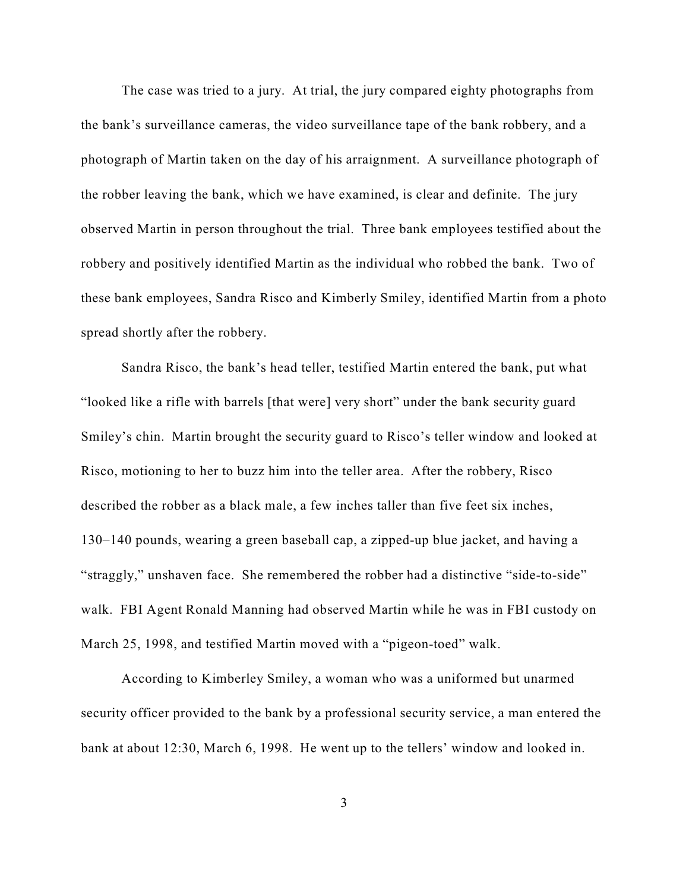The case was tried to a jury. At trial, the jury compared eighty photographs from the bank's surveillance cameras, the video surveillance tape of the bank robbery, and a photograph of Martin taken on the day of his arraignment. A surveillance photograph of the robber leaving the bank, which we have examined, is clear and definite. The jury observed Martin in person throughout the trial. Three bank employees testified about the robbery and positively identified Martin as the individual who robbed the bank. Two of these bank employees, Sandra Risco and Kimberly Smiley, identified Martin from a photo spread shortly after the robbery.

Sandra Risco, the bank's head teller, testified Martin entered the bank, put what "looked like a rifle with barrels [that were] very short" under the bank security guard Smiley's chin. Martin brought the security guard to Risco's teller window and looked at Risco, motioning to her to buzz him into the teller area. After the robbery, Risco described the robber as a black male, a few inches taller than five feet six inches, 130–140 pounds, wearing a green baseball cap, a zipped-up blue jacket, and having a "straggly," unshaven face. She remembered the robber had a distinctive "side-to-side" walk. FBI Agent Ronald Manning had observed Martin while he was in FBI custody on March 25, 1998, and testified Martin moved with a "pigeon-toed" walk.

According to Kimberley Smiley, a woman who was a uniformed but unarmed security officer provided to the bank by a professional security service, a man entered the bank at about 12:30, March 6, 1998. He went up to the tellers' window and looked in.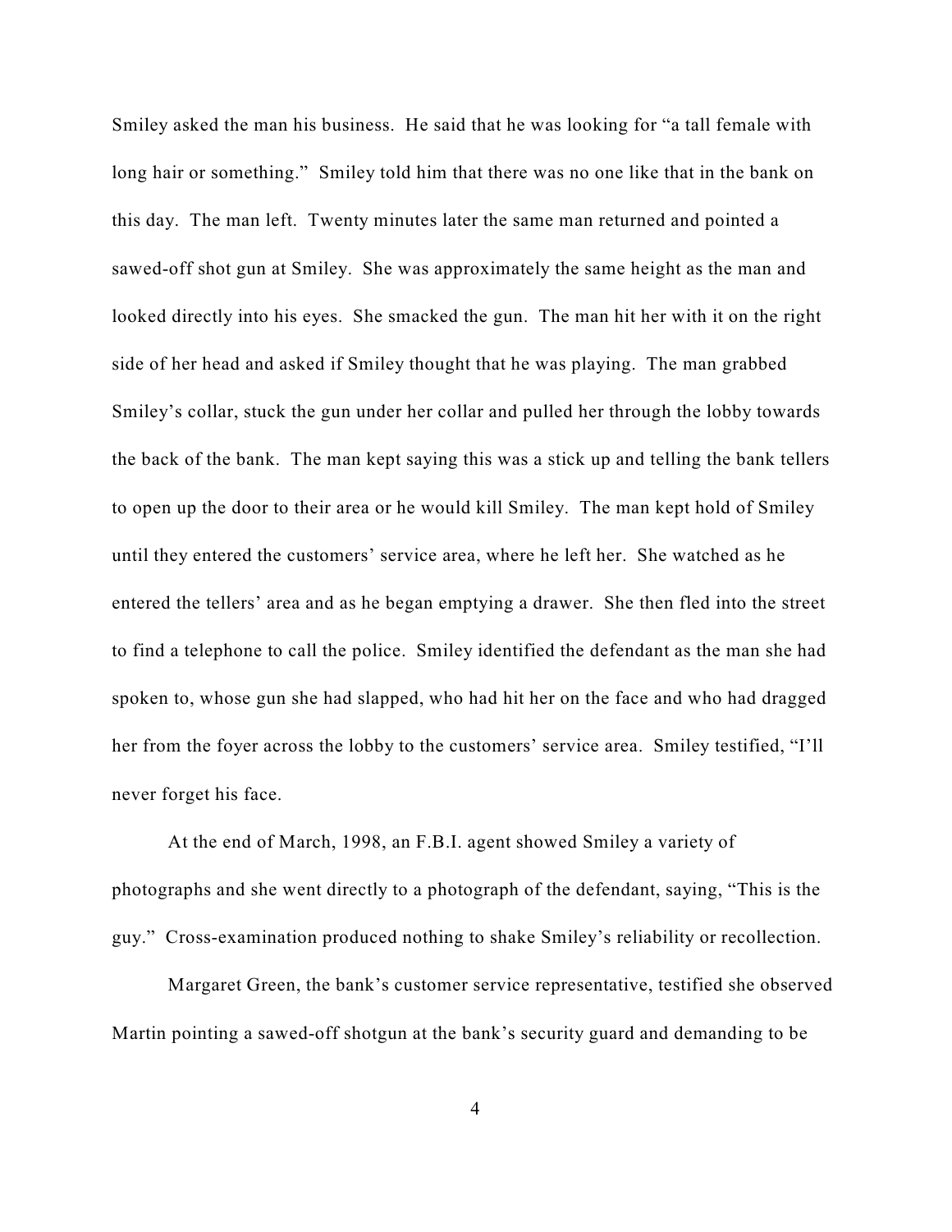Smiley asked the man his business. He said that he was looking for "a tall female with long hair or something." Smiley told him that there was no one like that in the bank on this day. The man left. Twenty minutes later the same man returned and pointed a sawed-off shot gun at Smiley. She was approximately the same height as the man and looked directly into his eyes. She smacked the gun. The man hit her with it on the right side of her head and asked if Smiley thought that he was playing. The man grabbed Smiley's collar, stuck the gun under her collar and pulled her through the lobby towards the back of the bank. The man kept saying this was a stick up and telling the bank tellers to open up the door to their area or he would kill Smiley. The man kept hold of Smiley until they entered the customers' service area, where he left her. She watched as he entered the tellers' area and as he began emptying a drawer. She then fled into the street to find a telephone to call the police. Smiley identified the defendant as the man she had spoken to, whose gun she had slapped, who had hit her on the face and who had dragged her from the foyer across the lobby to the customers' service area. Smiley testified, "I'll never forget his face.

At the end of March, 1998, an F.B.I. agent showed Smiley a variety of photographs and she went directly to a photograph of the defendant, saying, "This is the guy." Cross-examination produced nothing to shake Smiley's reliability or recollection.

Margaret Green, the bank's customer service representative, testified she observed Martin pointing a sawed-off shotgun at the bank's security guard and demanding to be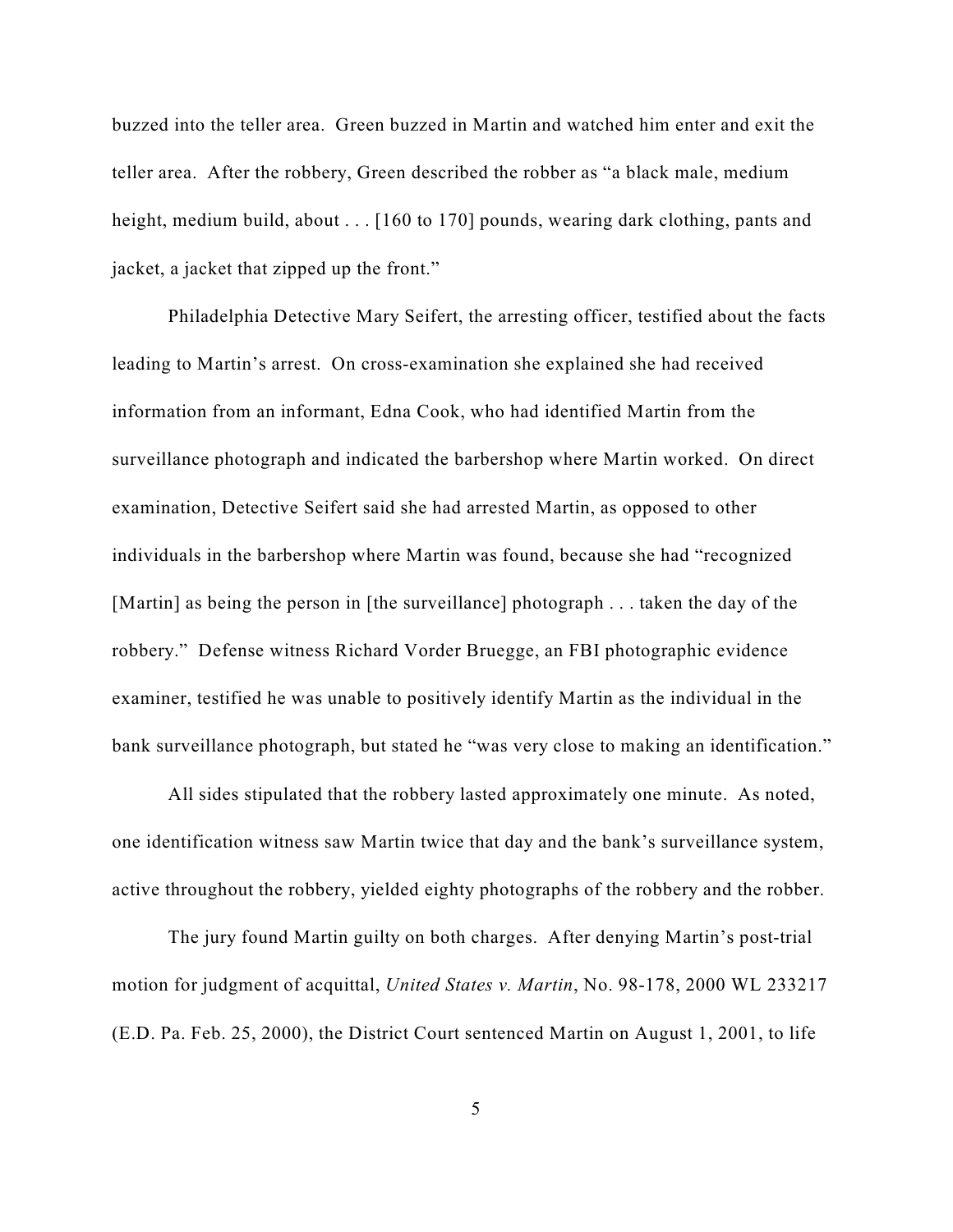buzzed into the teller area. Green buzzed in Martin and watched him enter and exit the teller area. After the robbery, Green described the robber as "a black male, medium height, medium build, about . . . [160 to 170] pounds, wearing dark clothing, pants and jacket, a jacket that zipped up the front."

Philadelphia Detective Mary Seifert, the arresting officer, testified about the facts leading to Martin's arrest. On cross-examination she explained she had received information from an informant, Edna Cook, who had identified Martin from the surveillance photograph and indicated the barbershop where Martin worked. On direct examination, Detective Seifert said she had arrested Martin, as opposed to other individuals in the barbershop where Martin was found, because she had "recognized [Martin] as being the person in [the surveillance] photograph . . . taken the day of the robbery." Defense witness Richard Vorder Bruegge, an FBI photographic evidence examiner, testified he was unable to positively identify Martin as the individual in the bank surveillance photograph, but stated he "was very close to making an identification."

All sides stipulated that the robbery lasted approximately one minute. As noted, one identification witness saw Martin twice that day and the bank's surveillance system, active throughout the robbery, yielded eighty photographs of the robbery and the robber.

The jury found Martin guilty on both charges. After denying Martin's post-trial motion for judgment of acquittal, *United States v. Martin*, No. 98-178, 2000 WL 233217 (E.D. Pa. Feb. 25, 2000), the District Court sentenced Martin on August 1, 2001, to life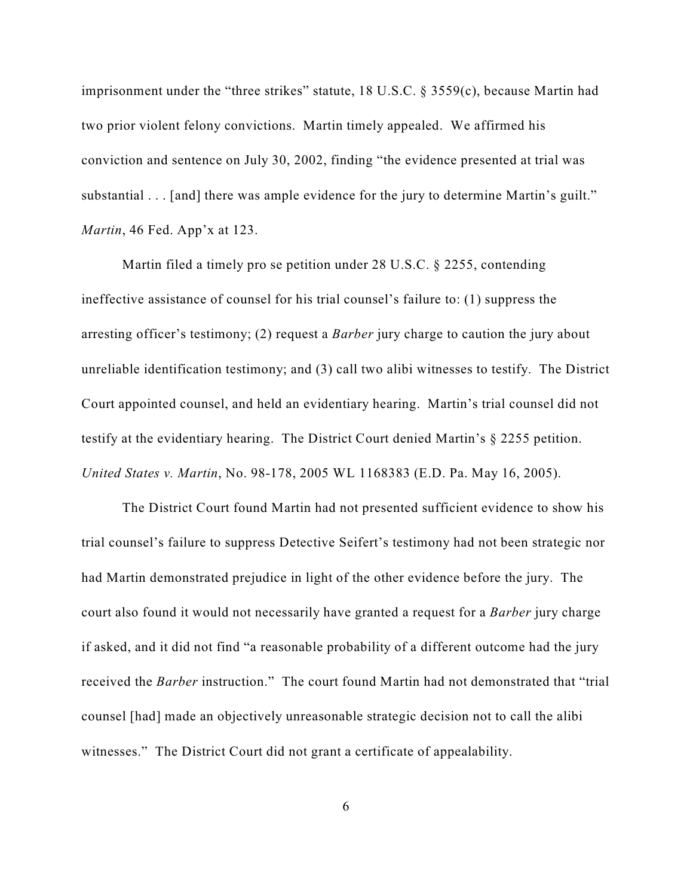imprisonment under the "three strikes" statute, 18 U.S.C. § 3559(c), because Martin had two prior violent felony convictions. Martin timely appealed. We affirmed his conviction and sentence on July 30, 2002, finding "the evidence presented at trial was substantial . . . [and] there was ample evidence for the jury to determine Martin's guilt." *Martin*, 46 Fed. App'x at 123.

Martin filed a timely pro se petition under 28 U.S.C. § 2255, contending ineffective assistance of counsel for his trial counsel's failure to: (1) suppress the arresting officer's testimony; (2) request a *Barber* jury charge to caution the jury about unreliable identification testimony; and (3) call two alibi witnesses to testify. The District Court appointed counsel, and held an evidentiary hearing. Martin's trial counsel did not testify at the evidentiary hearing. The District Court denied Martin's § 2255 petition. *United States v. Martin*, No. 98-178, 2005 WL 1168383 (E.D. Pa. May 16, 2005).

The District Court found Martin had not presented sufficient evidence to show his trial counsel's failure to suppress Detective Seifert's testimony had not been strategic nor had Martin demonstrated prejudice in light of the other evidence before the jury. The court also found it would not necessarily have granted a request for a *Barber* jury charge if asked, and it did not find "a reasonable probability of a different outcome had the jury received the *Barber* instruction." The court found Martin had not demonstrated that "trial counsel [had] made an objectively unreasonable strategic decision not to call the alibi witnesses." The District Court did not grant a certificate of appealability.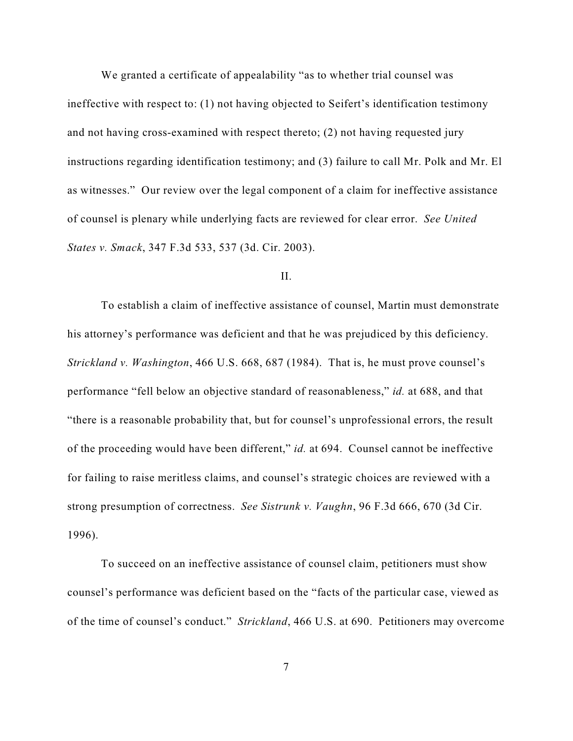We granted a certificate of appealability "as to whether trial counsel was ineffective with respect to: (1) not having objected to Seifert's identification testimony and not having cross-examined with respect thereto; (2) not having requested jury instructions regarding identification testimony; and (3) failure to call Mr. Polk and Mr. El as witnesses." Our review over the legal component of a claim for ineffective assistance of counsel is plenary while underlying facts are reviewed for clear error. *See United States v. Smack*, 347 F.3d 533, 537 (3d. Cir. 2003).

## II.

To establish a claim of ineffective assistance of counsel, Martin must demonstrate his attorney's performance was deficient and that he was prejudiced by this deficiency. *Strickland v. Washington*, 466 U.S. 668, 687 (1984). That is, he must prove counsel's performance "fell below an objective standard of reasonableness," *id.* at 688, and that "there is a reasonable probability that, but for counsel's unprofessional errors, the result of the proceeding would have been different," *id.* at 694. Counsel cannot be ineffective for failing to raise meritless claims, and counsel's strategic choices are reviewed with a strong presumption of correctness. *See Sistrunk v. Vaughn*, 96 F.3d 666, 670 (3d Cir. 1996).

To succeed on an ineffective assistance of counsel claim, petitioners must show counsel's performance was deficient based on the "facts of the particular case, viewed as of the time of counsel's conduct." *Strickland*, 466 U.S. at 690. Petitioners may overcome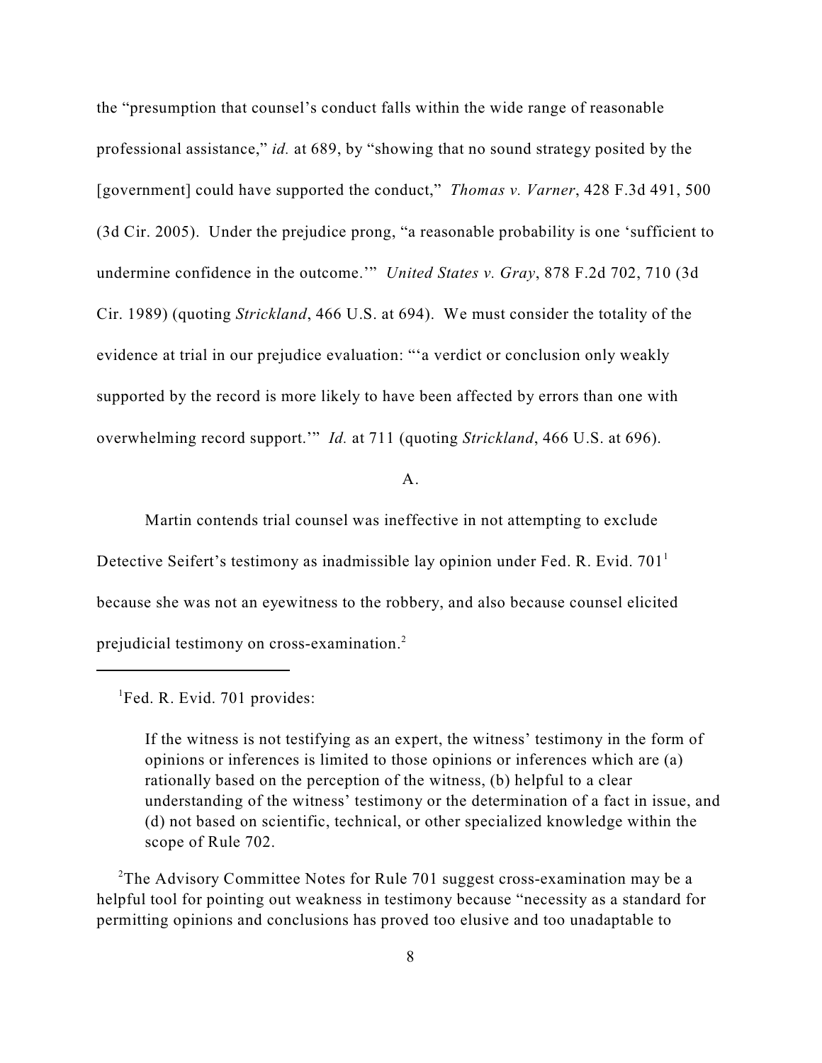the "presumption that counsel's conduct falls within the wide range of reasonable professional assistance," *id.* at 689, by "showing that no sound strategy posited by the [government] could have supported the conduct," *Thomas v. Varner*, 428 F.3d 491, 500 (3d Cir. 2005). Under the prejudice prong, "a reasonable probability is one 'sufficient to undermine confidence in the outcome.'" *United States v. Gray*, 878 F.2d 702, 710 (3d Cir. 1989) (quoting *Strickland*, 466 U.S. at 694). We must consider the totality of the evidence at trial in our prejudice evaluation: "'a verdict or conclusion only weakly supported by the record is more likely to have been affected by errors than one with overwhelming record support.'" *Id.* at 711 (quoting *Strickland*, 466 U.S. at 696).

A.

Martin contends trial counsel was ineffective in not attempting to exclude Detective Seifert's testimony as inadmissible lay opinion under Fed. R. Evid. 701[1] because she was not an eyewitness to the robbery, and also because counsel elicited prejudicial testimony on cross-examination.[2]

---

[1]Fed. R. Evid. 701 provides:

> If the witness is not testifying as an expert, the witness' testimony in the form of opinions or inferences is limited to those opinions or inferences which are (a) rationally based on the perception of the witness, (b) helpful to a clear understanding of the witness' testimony or the determination of a fact in issue, and (d) not based on scientific, technical, or other specialized knowledge within the scope of Rule 702.

[2]The Advisory Committee Notes for Rule 701 suggest cross-examination may be a helpful tool for pointing out weakness in testimony because "necessity as a standard for permitting opinions and conclusions has proved too elusive and too unadaptable to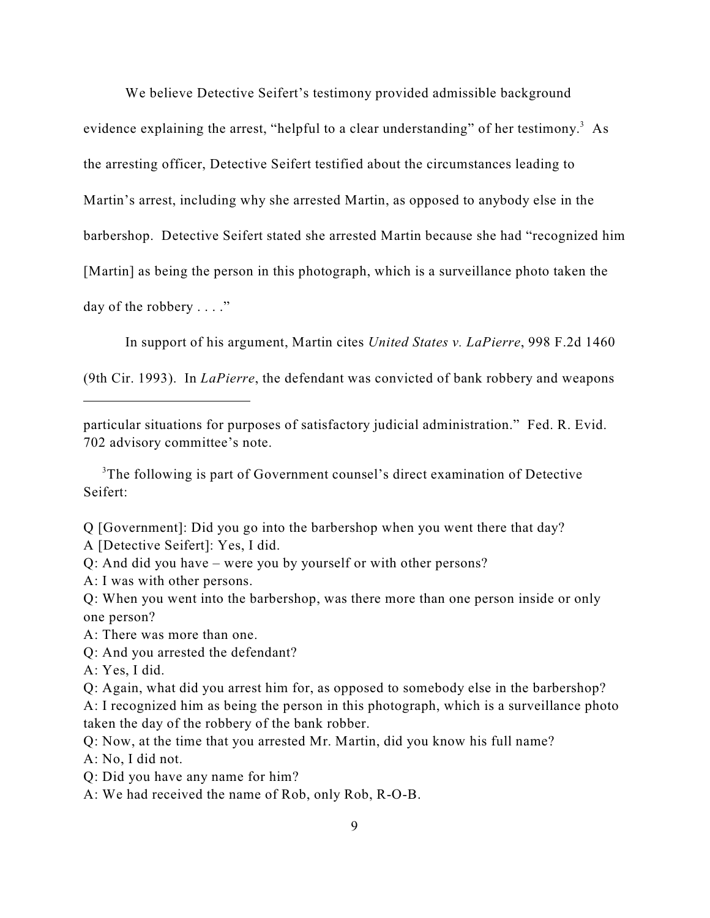We believe Detective Seifert's testimony provided admissible background evidence explaining the arrest, "helpful to a clear understanding" of her testimony.[3] As the arresting officer, Detective Seifert testified about the circumstances leading to Martin's arrest, including why she arrested Martin, as opposed to anybody else in the barbershop. Detective Seifert stated she arrested Martin because she had "recognized him [Martin] as being the person in this photograph, which is a surveillance photo taken the day of the robbery . . . ."

In support of his argument, Martin cites *United States v. LaPierre*, 998 F.2d 1460 (9th Cir. 1993). In *LaPierre*, the defendant was convicted of bank robbery and weapons

---

particular situations for purposes of satisfactory judicial administration." Fed. R. Evid. 702 advisory committee's note.

[3]The following is part of Government counsel's direct examination of Detective Seifert:

Q [Government]: Did you go into the barbershop when you went there that day?
A [Detective Seifert]: Yes, I did.
Q: And did you have – were you by yourself or with other persons?
A: I was with other persons.
Q: When you went into the barbershop, was there more than one person inside or only one person?
A: There was more than one.
Q: And you arrested the defendant?
A: Yes, I did.
Q: Again, what did you arrest him for, as opposed to somebody else in the barbershop?
A: I recognized him as being the person in this photograph, which is a surveillance photo taken the day of the robbery of the bank robber.
Q: Now, at the time that you arrested Mr. Martin, did you know his full name?
A: No, I did not.
Q: Did you have any name for him?
A: We had received the name of Rob, only Rob, R-O-B.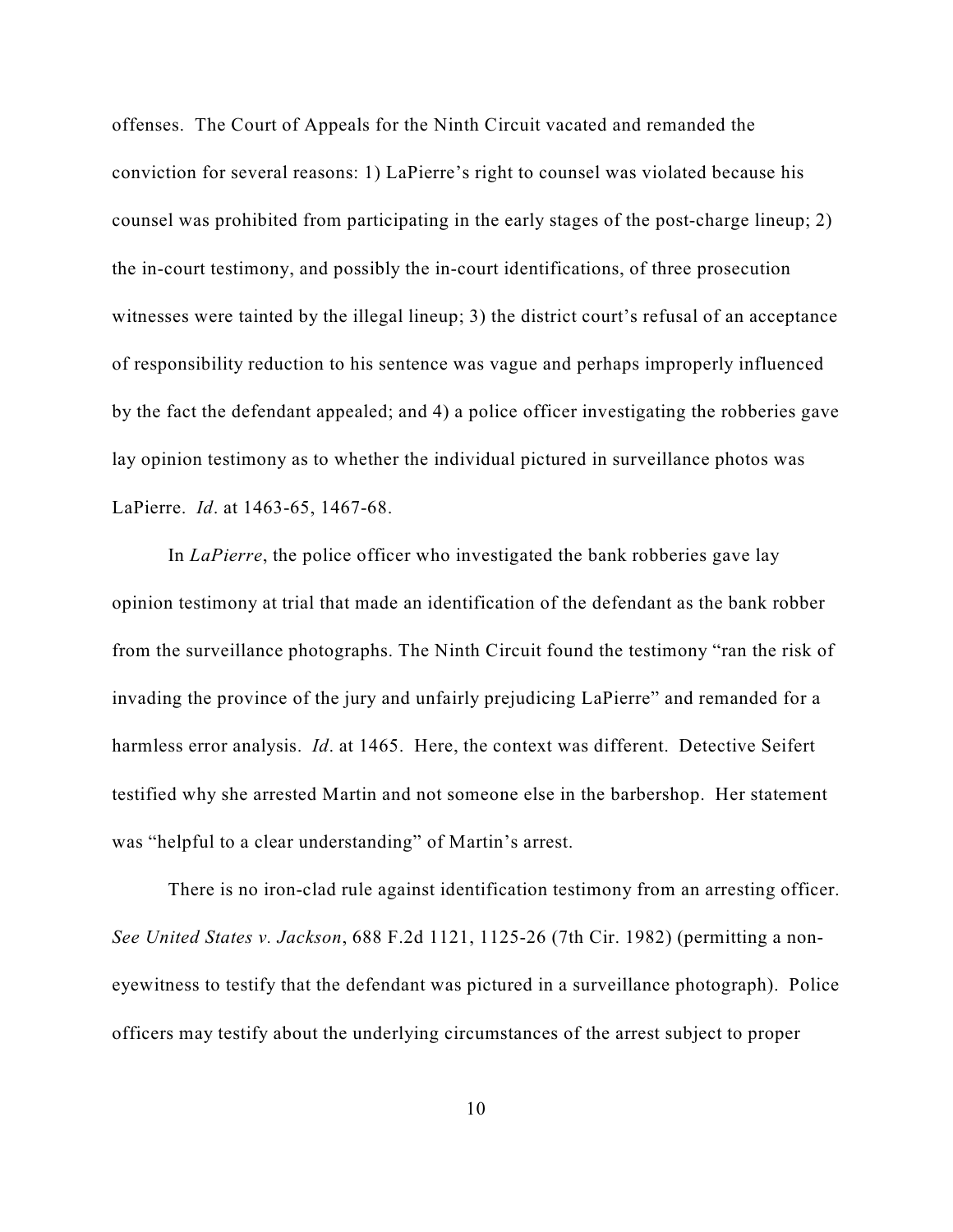offenses. The Court of Appeals for the Ninth Circuit vacated and remanded the conviction for several reasons: 1) LaPierre's right to counsel was violated because his counsel was prohibited from participating in the early stages of the post-charge lineup; 2) the in-court testimony, and possibly the in-court identifications, of three prosecution witnesses were tainted by the illegal lineup; 3) the district court's refusal of an acceptance of responsibility reduction to his sentence was vague and perhaps improperly influenced by the fact the defendant appealed; and 4) a police officer investigating the robberies gave lay opinion testimony as to whether the individual pictured in surveillance photos was LaPierre. *Id*. at 1463-65, 1467-68.

In *LaPierre*, the police officer who investigated the bank robberies gave lay opinion testimony at trial that made an identification of the defendant as the bank robber from the surveillance photographs. The Ninth Circuit found the testimony "ran the risk of invading the province of the jury and unfairly prejudicing LaPierre" and remanded for a harmless error analysis. *Id*. at 1465. Here, the context was different. Detective Seifert testified why she arrested Martin and not someone else in the barbershop. Her statement was "helpful to a clear understanding" of Martin's arrest.

There is no iron-clad rule against identification testimony from an arresting officer. *See United States v. Jackson*, 688 F.2d 1121, 1125-26 (7th Cir. 1982) (permitting a non-eyewitness to testify that the defendant was pictured in a surveillance photograph). Police officers may testify about the underlying circumstances of the arrest subject to proper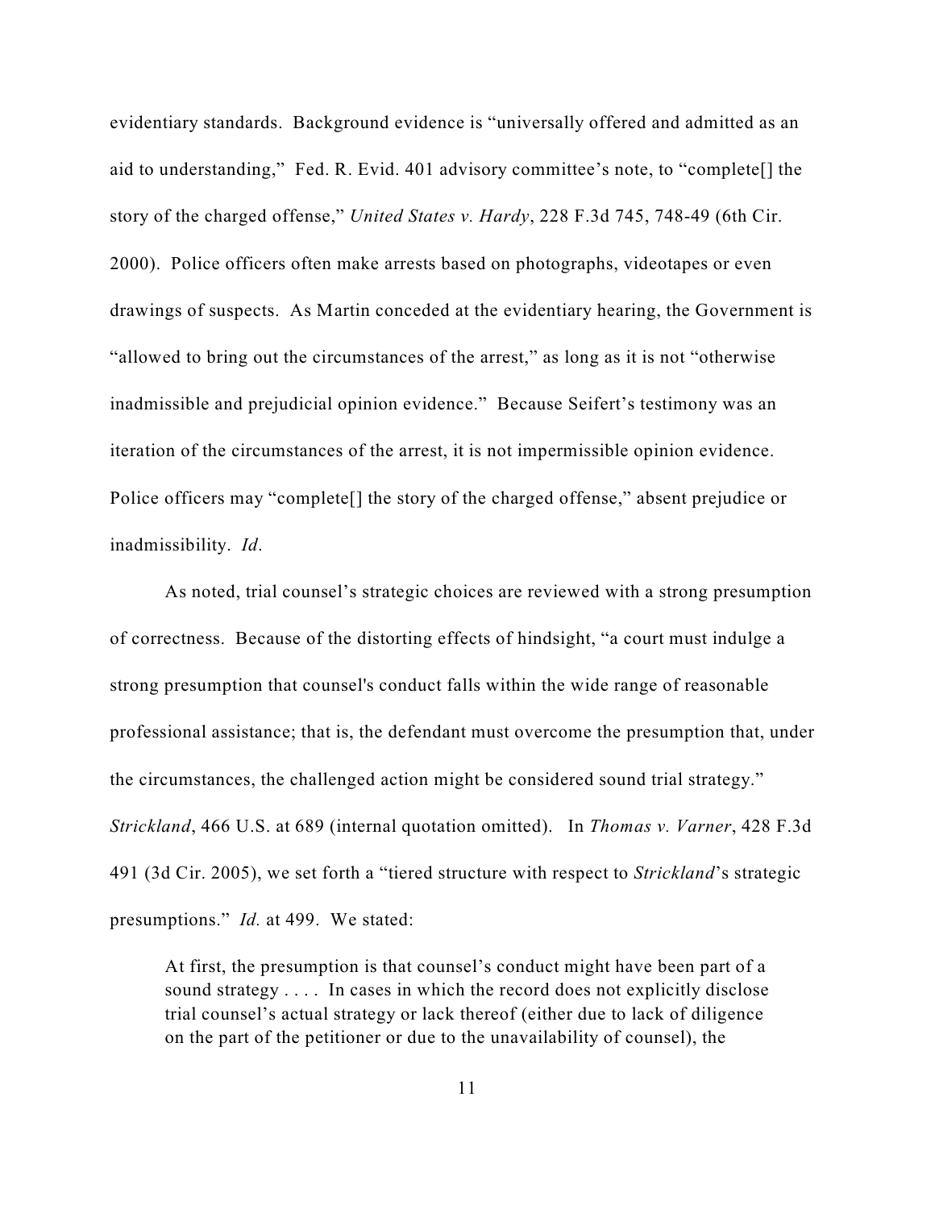evidentiary standards. Background evidence is "universally offered and admitted as an aid to understanding," Fed. R. Evid. 401 advisory committee's note, to "complete[] the story of the charged offense," *United States v. Hardy*, 228 F.3d 745, 748-49 (6th Cir. 2000). Police officers often make arrests based on photographs, videotapes or even drawings of suspects. As Martin conceded at the evidentiary hearing, the Government is "allowed to bring out the circumstances of the arrest," as long as it is not "otherwise inadmissible and prejudicial opinion evidence." Because Seifert's testimony was an iteration of the circumstances of the arrest, it is not impermissible opinion evidence. Police officers may "complete[] the story of the charged offense," absent prejudice or inadmissibility. *Id*.

As noted, trial counsel's strategic choices are reviewed with a strong presumption of correctness. Because of the distorting effects of hindsight, "a court must indulge a strong presumption that counsel's conduct falls within the wide range of reasonable professional assistance; that is, the defendant must overcome the presumption that, under the circumstances, the challenged action might be considered sound trial strategy." *Strickland*, 466 U.S. at 689 (internal quotation omitted). In *Thomas v. Varner*, 428 F.3d 491 (3d Cir. 2005), we set forth a "tiered structure with respect to *Strickland*'s strategic presumptions." *Id.* at 499. We stated:

> At first, the presumption is that counsel's conduct might have been part of a sound strategy . . . . In cases in which the record does not explicitly disclose trial counsel's actual strategy or lack thereof (either due to lack of diligence on the part of the petitioner or due to the unavailability of counsel), the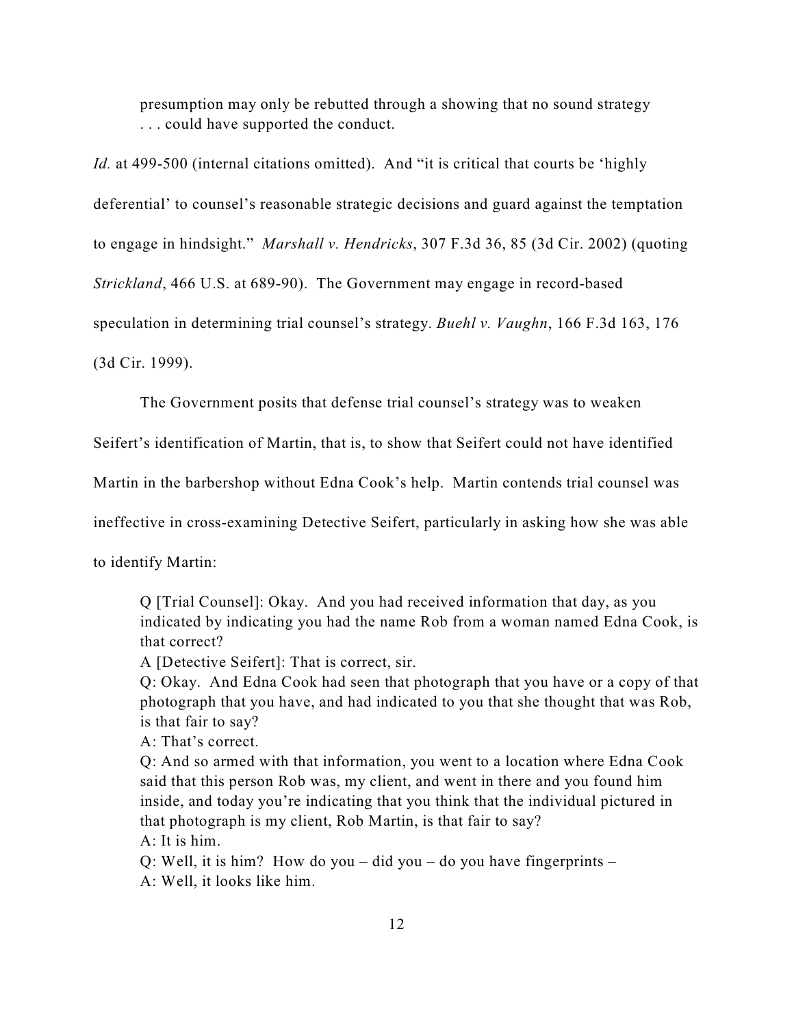> presumption may only be rebutted through a showing that no sound strategy . . . could have supported the conduct.

*Id.* at 499-500 (internal citations omitted). And "it is critical that courts be 'highly deferential' to counsel's reasonable strategic decisions and guard against the temptation to engage in hindsight." *Marshall v. Hendricks*, 307 F.3d 36, 85 (3d Cir. 2002) (quoting *Strickland*, 466 U.S. at 689-90). The Government may engage in record-based speculation in determining trial counsel's strategy. *Buehl v. Vaughn*, 166 F.3d 163, 176 (3d Cir. 1999).

The Government posits that defense trial counsel's strategy was to weaken Seifert's identification of Martin, that is, to show that Seifert could not have identified Martin in the barbershop without Edna Cook's help. Martin contends trial counsel was ineffective in cross-examining Detective Seifert, particularly in asking how she was able to identify Martin:

> Q [Trial Counsel]: Okay. And you had received information that day, as you indicated by indicating you had the name Rob from a woman named Edna Cook, is that correct?
>
> A [Detective Seifert]: That is correct, sir.
>
> Q: Okay. And Edna Cook had seen that photograph that you have or a copy of that photograph that you have, and had indicated to you that she thought that was Rob, is that fair to say?
>
> A: That's correct.
>
> Q: And so armed with that information, you went to a location where Edna Cook said that this person Rob was, my client, and went in there and you found him inside, and today you're indicating that you think that the individual pictured in that photograph is my client, Rob Martin, is that fair to say?
>
> A: It is him.
>
> Q: Well, it is him? How do you – did you – do you have fingerprints –
>
> A: Well, it looks like him.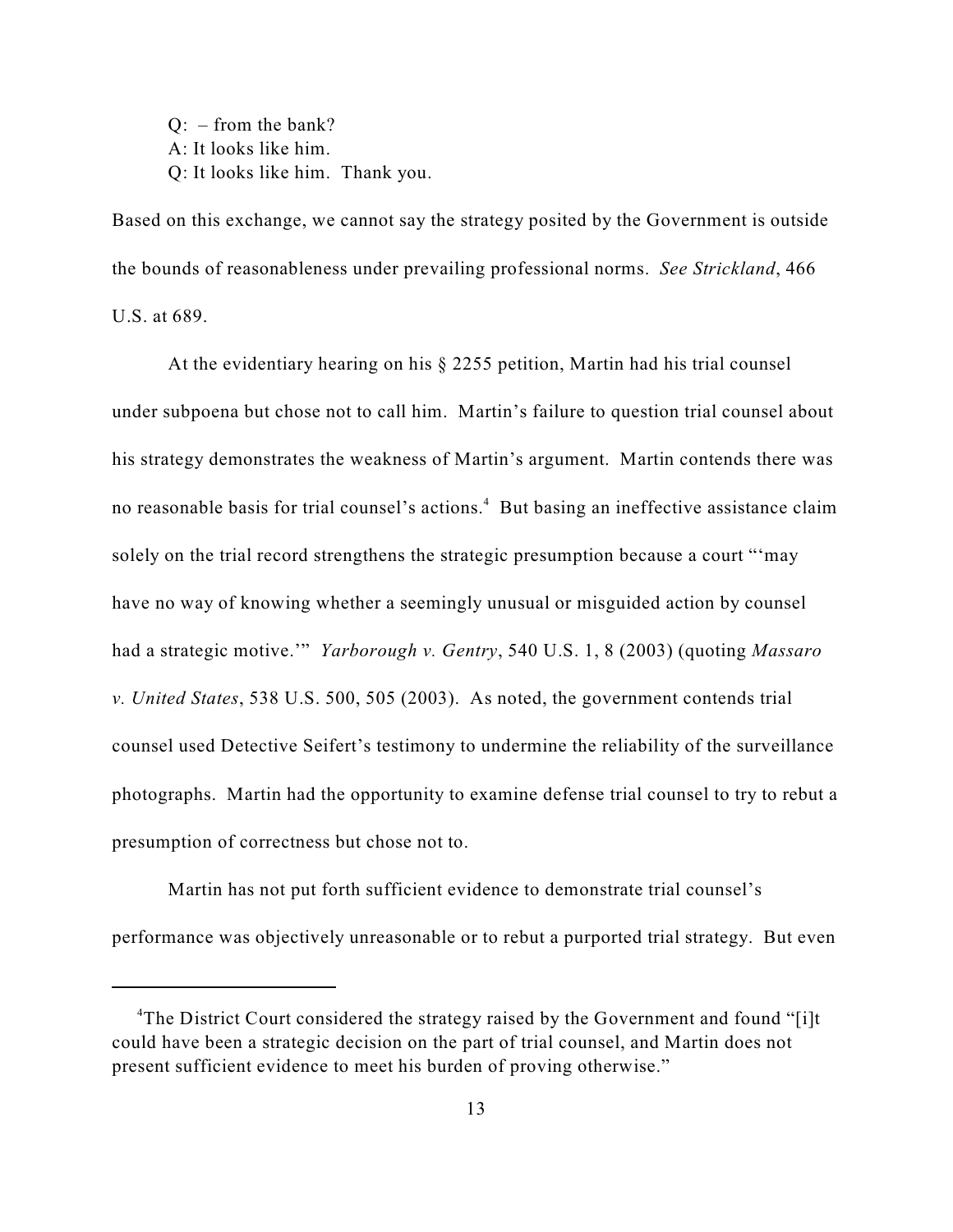Q: – from the bank?
A: It looks like him.
Q: It looks like him. Thank you.

Based on this exchange, we cannot say the strategy posited by the Government is outside the bounds of reasonableness under prevailing professional norms. *See Strickland*, 466 U.S. at 689.

At the evidentiary hearing on his § 2255 petition, Martin had his trial counsel under subpoena but chose not to call him. Martin's failure to question trial counsel about his strategy demonstrates the weakness of Martin's argument. Martin contends there was no reasonable basis for trial counsel's actions.[4] But basing an ineffective assistance claim solely on the trial record strengthens the strategic presumption because a court "'may have no way of knowing whether a seemingly unusual or misguided action by counsel had a strategic motive.'" *Yarborough v. Gentry*, 540 U.S. 1, 8 (2003) (quoting *Massaro v. United States*, 538 U.S. 500, 505 (2003). As noted, the government contends trial counsel used Detective Seifert's testimony to undermine the reliability of the surveillance photographs. Martin had the opportunity to examine defense trial counsel to try to rebut a presumption of correctness but chose not to.

Martin has not put forth sufficient evidence to demonstrate trial counsel's performance was objectively unreasonable or to rebut a purported trial strategy. But even

---

[4]The District Court considered the strategy raised by the Government and found "[i]t could have been a strategic decision on the part of trial counsel, and Martin does not present sufficient evidence to meet his burden of proving otherwise."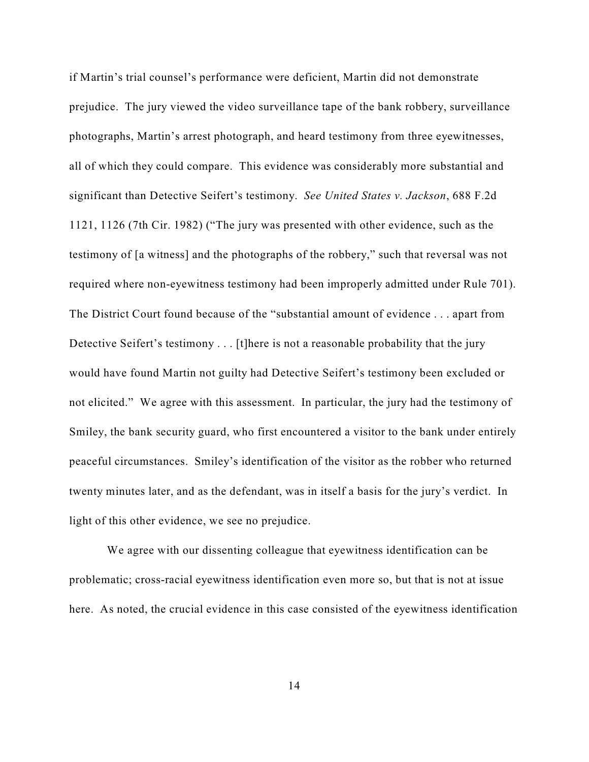if Martin's trial counsel's performance were deficient, Martin did not demonstrate prejudice. The jury viewed the video surveillance tape of the bank robbery, surveillance photographs, Martin's arrest photograph, and heard testimony from three eyewitnesses, all of which they could compare. This evidence was considerably more substantial and significant than Detective Seifert's testimony. *See United States v. Jackson*, 688 F.2d 1121, 1126 (7th Cir. 1982) ("The jury was presented with other evidence, such as the testimony of [a witness] and the photographs of the robbery," such that reversal was not required where non-eyewitness testimony had been improperly admitted under Rule 701). The District Court found because of the "substantial amount of evidence . . . apart from Detective Seifert's testimony . . . [t]here is not a reasonable probability that the jury would have found Martin not guilty had Detective Seifert's testimony been excluded or not elicited." We agree with this assessment. In particular, the jury had the testimony of Smiley, the bank security guard, who first encountered a visitor to the bank under entirely peaceful circumstances. Smiley's identification of the visitor as the robber who returned twenty minutes later, and as the defendant, was in itself a basis for the jury's verdict. In light of this other evidence, we see no prejudice.

We agree with our dissenting colleague that eyewitness identification can be problematic; cross-racial eyewitness identification even more so, but that is not at issue here. As noted, the crucial evidence in this case consisted of the eyewitness identification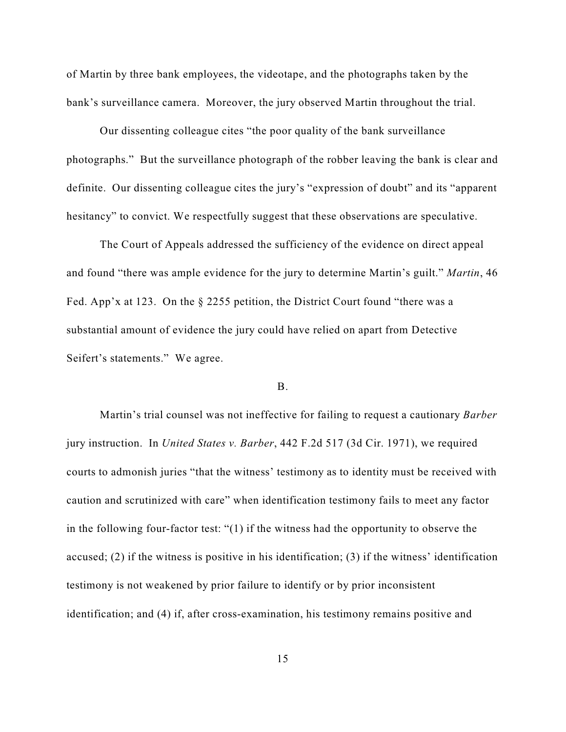of Martin by three bank employees, the videotape, and the photographs taken by the bank's surveillance camera. Moreover, the jury observed Martin throughout the trial.

Our dissenting colleague cites "the poor quality of the bank surveillance photographs." But the surveillance photograph of the robber leaving the bank is clear and definite. Our dissenting colleague cites the jury's "expression of doubt" and its "apparent hesitancy" to convict. We respectfully suggest that these observations are speculative.

The Court of Appeals addressed the sufficiency of the evidence on direct appeal and found "there was ample evidence for the jury to determine Martin's guilt." *Martin*, 46 Fed. App'x at 123. On the § 2255 petition, the District Court found "there was a substantial amount of evidence the jury could have relied on apart from Detective Seifert's statements." We agree.

B.

Martin's trial counsel was not ineffective for failing to request a cautionary *Barber* jury instruction. In *United States v. Barber*, 442 F.2d 517 (3d Cir. 1971), we required courts to admonish juries "that the witness' testimony as to identity must be received with caution and scrutinized with care" when identification testimony fails to meet any factor in the following four-factor test: "(1) if the witness had the opportunity to observe the accused; (2) if the witness is positive in his identification; (3) if the witness' identification testimony is not weakened by prior failure to identify or by prior inconsistent identification; and (4) if, after cross-examination, his testimony remains positive and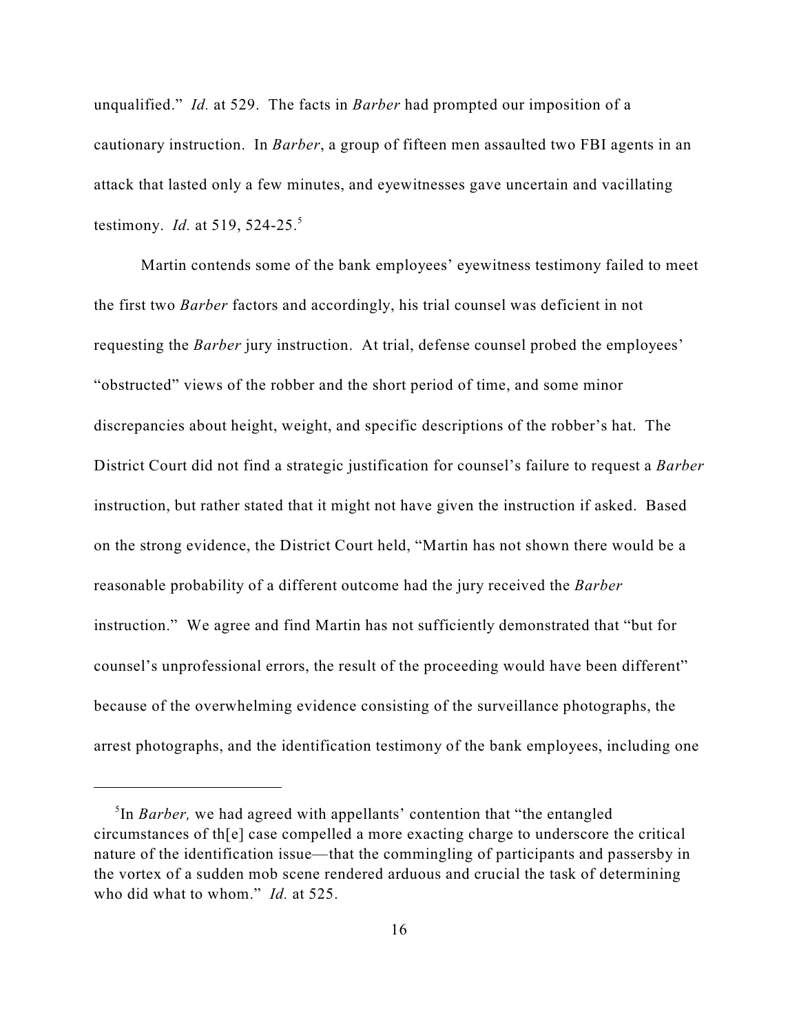unqualified." *Id.* at 529. The facts in *Barber* had prompted our imposition of a cautionary instruction. In *Barber*, a group of fifteen men assaulted two FBI agents in an attack that lasted only a few minutes, and eyewitnesses gave uncertain and vacillating testimony. *Id.* at 519, 524-25.[5]

Martin contends some of the bank employees' eyewitness testimony failed to meet the first two *Barber* factors and accordingly, his trial counsel was deficient in not requesting the *Barber* jury instruction. At trial, defense counsel probed the employees' "obstructed" views of the robber and the short period of time, and some minor discrepancies about height, weight, and specific descriptions of the robber's hat. The District Court did not find a strategic justification for counsel's failure to request a *Barber* instruction, but rather stated that it might not have given the instruction if asked. Based on the strong evidence, the District Court held, "Martin has not shown there would be a reasonable probability of a different outcome had the jury received the *Barber* instruction." We agree and find Martin has not sufficiently demonstrated that "but for counsel's unprofessional errors, the result of the proceeding would have been different" because of the overwhelming evidence consisting of the surveillance photographs, the arrest photographs, and the identification testimony of the bank employees, including one

[5]In *Barber,* we had agreed with appellants' contention that "the entangled circumstances of th[e] case compelled a more exacting charge to underscore the critical nature of the identification issue—that the commingling of participants and passersby in the vortex of a sudden mob scene rendered arduous and crucial the task of determining who did what to whom." *Id.* at 525.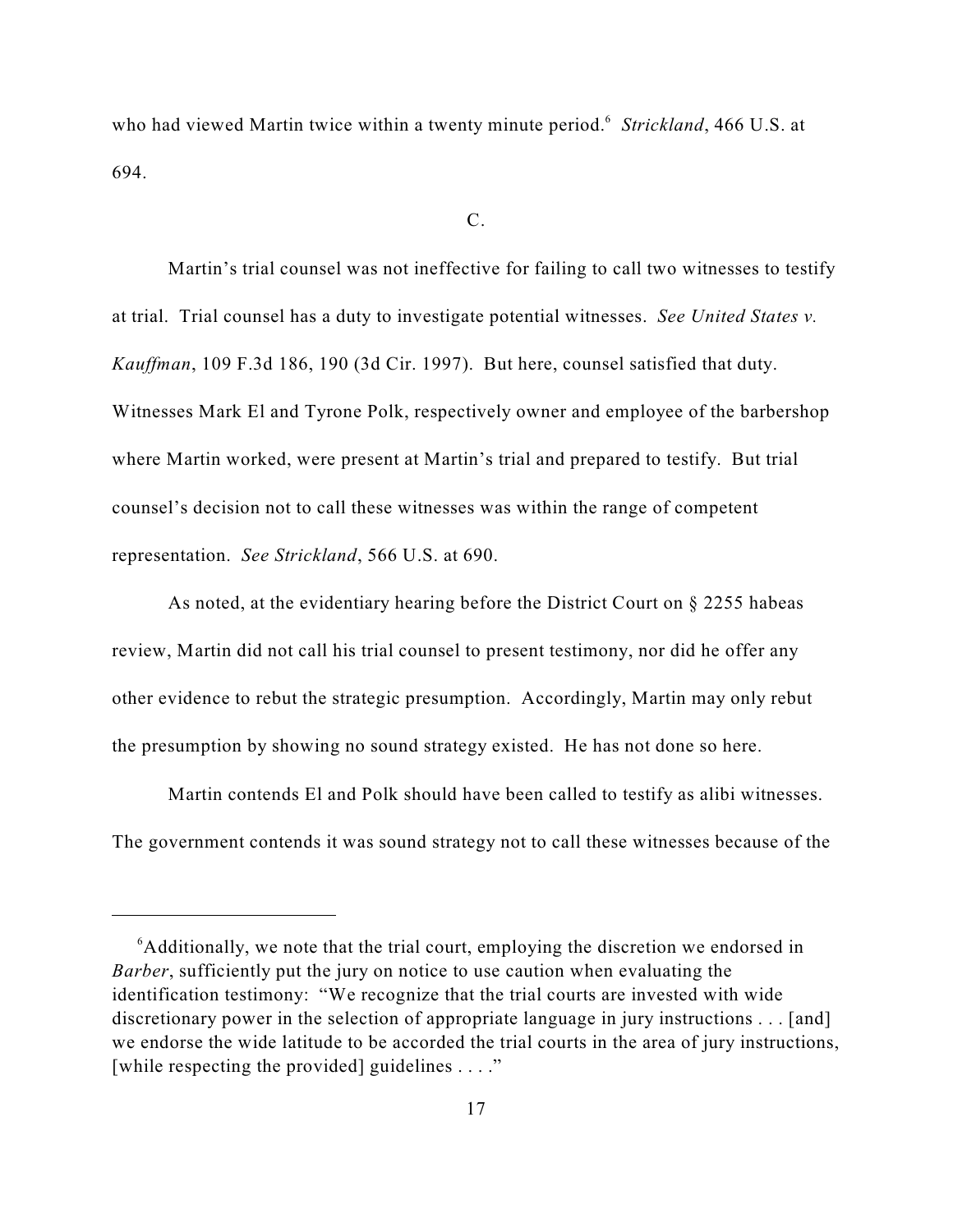who had viewed Martin twice within a twenty minute period.[6] *Strickland*, 466 U.S. at 694.

C.

Martin's trial counsel was not ineffective for failing to call two witnesses to testify at trial. Trial counsel has a duty to investigate potential witnesses. *See United States v. Kauffman*, 109 F.3d 186, 190 (3d Cir. 1997). But here, counsel satisfied that duty. Witnesses Mark El and Tyrone Polk, respectively owner and employee of the barbershop where Martin worked, were present at Martin's trial and prepared to testify. But trial counsel's decision not to call these witnesses was within the range of competent representation. *See Strickland*, 566 U.S. at 690.

As noted, at the evidentiary hearing before the District Court on § 2255 habeas review, Martin did not call his trial counsel to present testimony, nor did he offer any other evidence to rebut the strategic presumption. Accordingly, Martin may only rebut the presumption by showing no sound strategy existed. He has not done so here.

Martin contends El and Polk should have been called to testify as alibi witnesses. The government contends it was sound strategy not to call these witnesses because of the

---

[6]Additionally, we note that the trial court, employing the discretion we endorsed in *Barber*, sufficiently put the jury on notice to use caution when evaluating the identification testimony: "We recognize that the trial courts are invested with wide discretionary power in the selection of appropriate language in jury instructions . . . [and] we endorse the wide latitude to be accorded the trial courts in the area of jury instructions, [while respecting the provided] guidelines . . . ."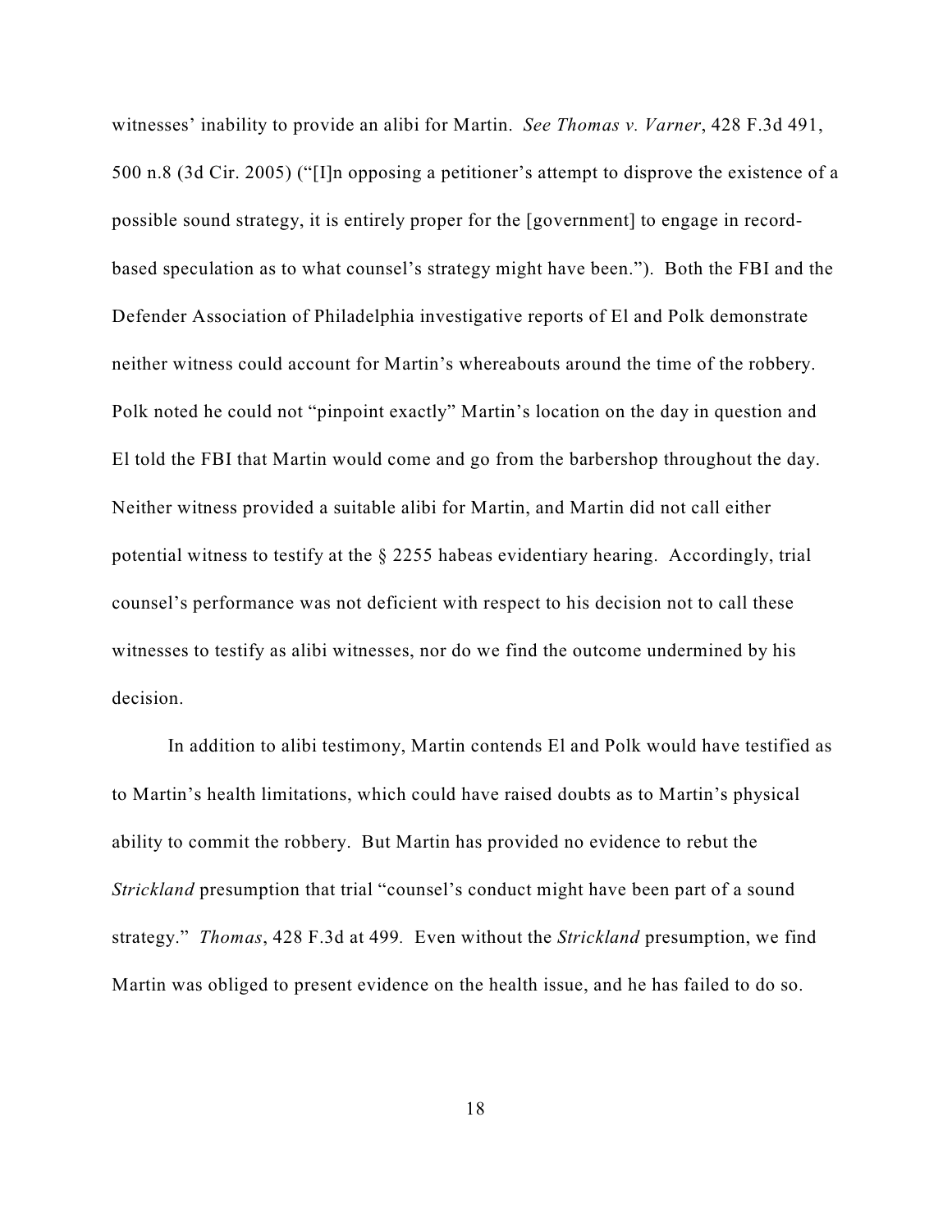witnesses' inability to provide an alibi for Martin. *See Thomas v. Varner*, 428 F.3d 491, 500 n.8 (3d Cir. 2005) ("[I]n opposing a petitioner's attempt to disprove the existence of a possible sound strategy, it is entirely proper for the [government] to engage in record-based speculation as to what counsel's strategy might have been."). Both the FBI and the Defender Association of Philadelphia investigative reports of El and Polk demonstrate neither witness could account for Martin's whereabouts around the time of the robbery. Polk noted he could not "pinpoint exactly" Martin's location on the day in question and El told the FBI that Martin would come and go from the barbershop throughout the day. Neither witness provided a suitable alibi for Martin, and Martin did not call either potential witness to testify at the § 2255 habeas evidentiary hearing. Accordingly, trial counsel's performance was not deficient with respect to his decision not to call these witnesses to testify as alibi witnesses, nor do we find the outcome undermined by his decision.

In addition to alibi testimony, Martin contends El and Polk would have testified as to Martin's health limitations, which could have raised doubts as to Martin's physical ability to commit the robbery. But Martin has provided no evidence to rebut the *Strickland* presumption that trial "counsel's conduct might have been part of a sound strategy." *Thomas*, 428 F.3d at 499. Even without the *Strickland* presumption, we find Martin was obliged to present evidence on the health issue, and he has failed to do so.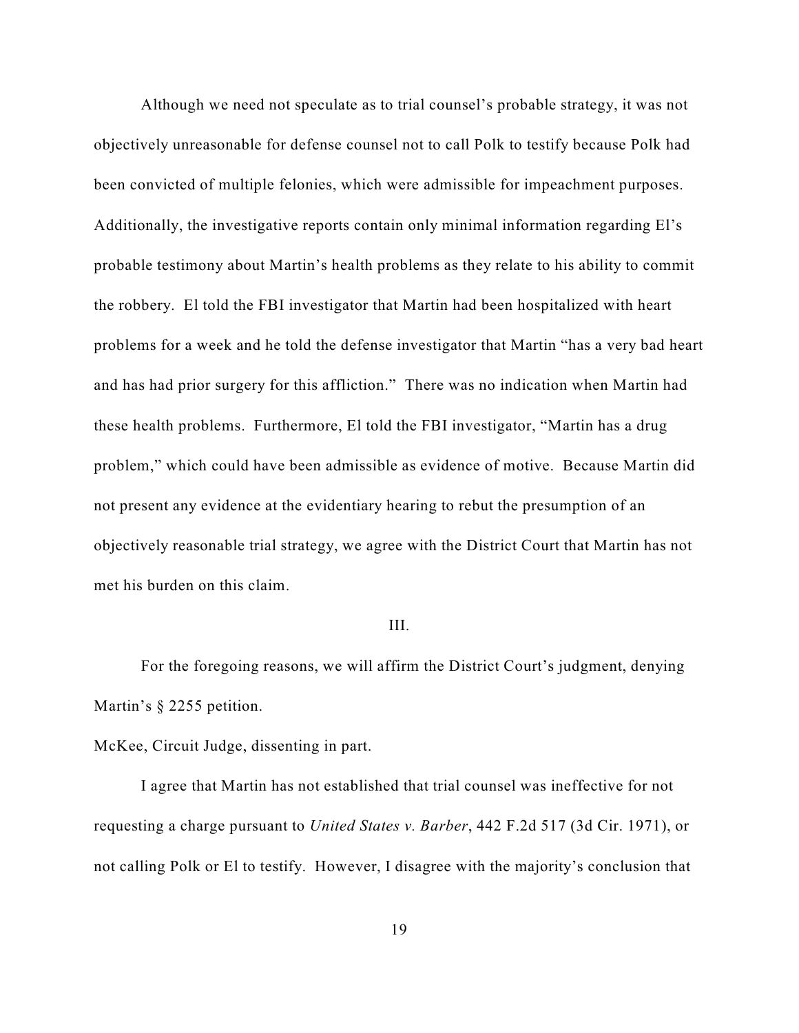Although we need not speculate as to trial counsel's probable strategy, it was not objectively unreasonable for defense counsel not to call Polk to testify because Polk had been convicted of multiple felonies, which were admissible for impeachment purposes. Additionally, the investigative reports contain only minimal information regarding El's probable testimony about Martin's health problems as they relate to his ability to commit the robbery. El told the FBI investigator that Martin had been hospitalized with heart problems for a week and he told the defense investigator that Martin "has a very bad heart and has had prior surgery for this affliction." There was no indication when Martin had these health problems. Furthermore, El told the FBI investigator, "Martin has a drug problem," which could have been admissible as evidence of motive. Because Martin did not present any evidence at the evidentiary hearing to rebut the presumption of an objectively reasonable trial strategy, we agree with the District Court that Martin has not met his burden on this claim.

III.

For the foregoing reasons, we will affirm the District Court's judgment, denying Martin's § 2255 petition.

McKee, Circuit Judge, dissenting in part.

I agree that Martin has not established that trial counsel was ineffective for not requesting a charge pursuant to *United States v. Barber*, 442 F.2d 517 (3d Cir. 1971), or not calling Polk or El to testify. However, I disagree with the majority's conclusion that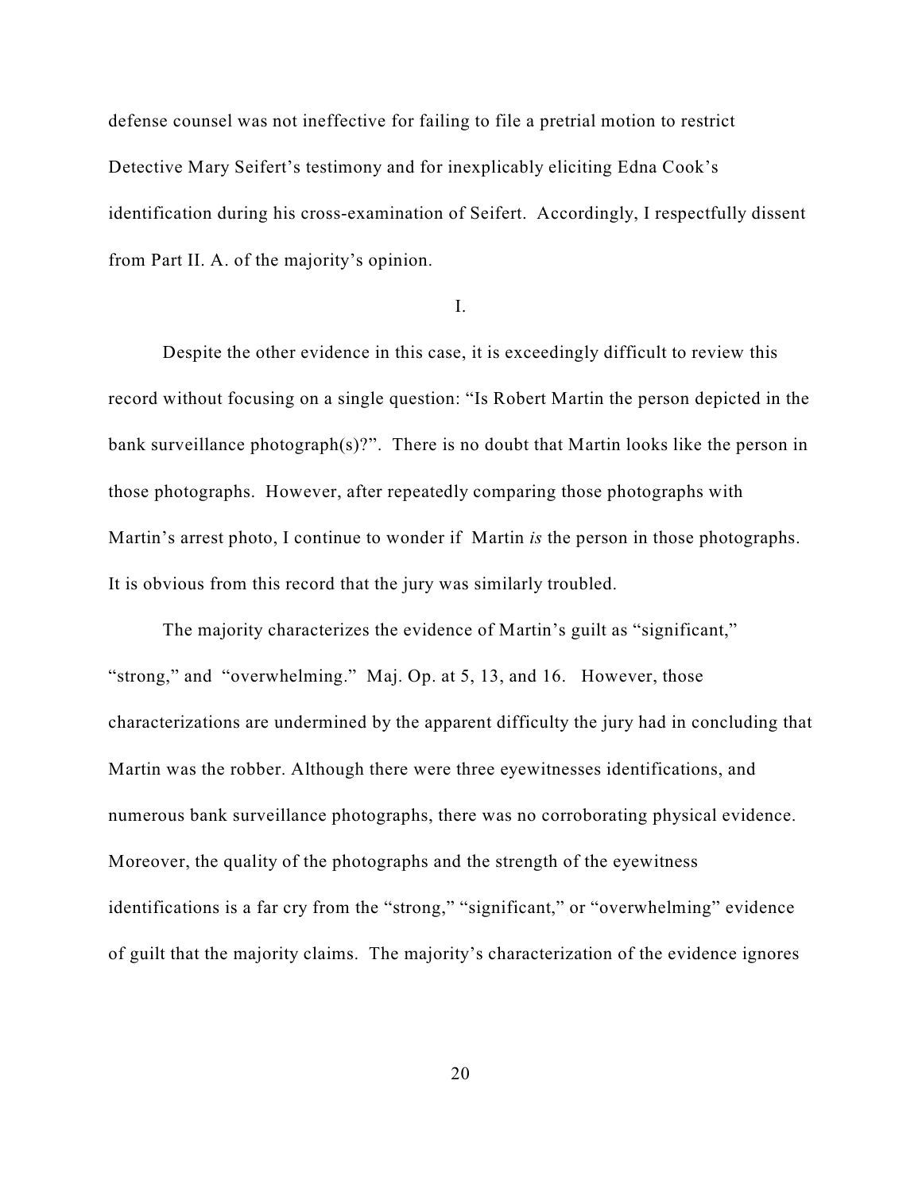defense counsel was not ineffective for failing to file a pretrial motion to restrict Detective Mary Seifert's testimony and for inexplicably eliciting Edna Cook's identification during his cross-examination of Seifert. Accordingly, I respectfully dissent from Part II. A. of the majority's opinion.

I.

Despite the other evidence in this case, it is exceedingly difficult to review this record without focusing on a single question: "Is Robert Martin the person depicted in the bank surveillance photograph(s)?". There is no doubt that Martin looks like the person in those photographs. However, after repeatedly comparing those photographs with Martin's arrest photo, I continue to wonder if Martin *is* the person in those photographs. It is obvious from this record that the jury was similarly troubled.

The majority characterizes the evidence of Martin's guilt as "significant," "strong," and "overwhelming." Maj. Op. at 5, 13, and 16. However, those characterizations are undermined by the apparent difficulty the jury had in concluding that Martin was the robber. Although there were three eyewitnesses identifications, and numerous bank surveillance photographs, there was no corroborating physical evidence. Moreover, the quality of the photographs and the strength of the eyewitness identifications is a far cry from the "strong," "significant," or "overwhelming" evidence of guilt that the majority claims. The majority's characterization of the evidence ignores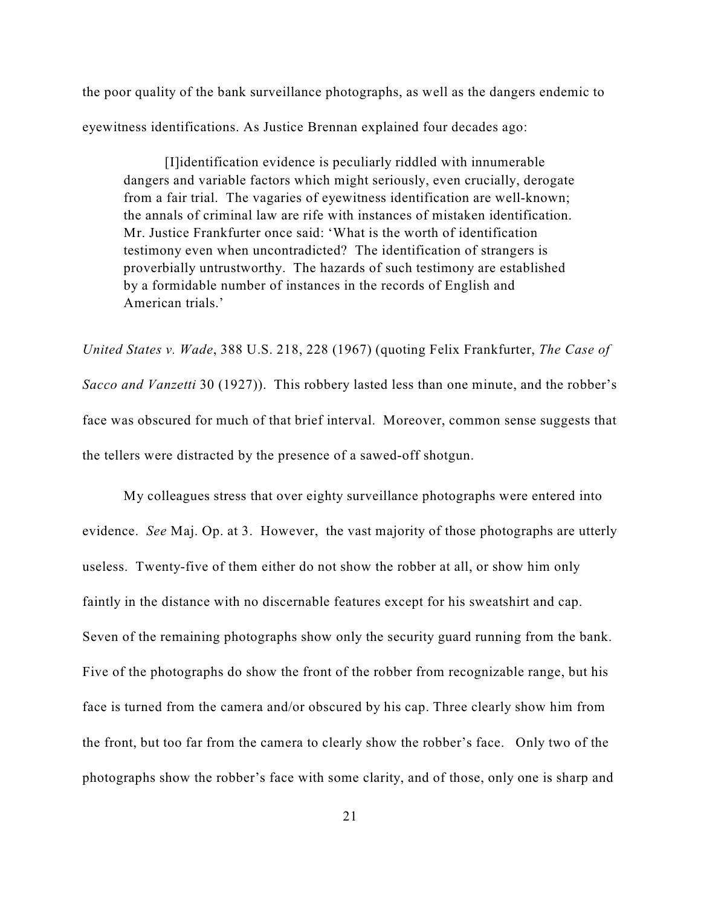the poor quality of the bank surveillance photographs, as well as the dangers endemic to eyewitness identifications. As Justice Brennan explained four decades ago:

> [I]identification evidence is peculiarly riddled with innumerable dangers and variable factors which might seriously, even crucially, derogate from a fair trial. The vagaries of eyewitness identification are well-known; the annals of criminal law are rife with instances of mistaken identification. Mr. Justice Frankfurter once said: 'What is the worth of identification testimony even when uncontradicted? The identification of strangers is proverbially untrustworthy. The hazards of such testimony are established by a formidable number of instances in the records of English and American trials.'

*United States v. Wade*, 388 U.S. 218, 228 (1967) (quoting Felix Frankfurter, *The Case of Sacco and Vanzetti* 30 (1927)). This robbery lasted less than one minute, and the robber's face was obscured for much of that brief interval. Moreover, common sense suggests that the tellers were distracted by the presence of a sawed-off shotgun.

My colleagues stress that over eighty surveillance photographs were entered into evidence. *See* Maj. Op. at 3. However, the vast majority of those photographs are utterly useless. Twenty-five of them either do not show the robber at all, or show him only faintly in the distance with no discernable features except for his sweatshirt and cap. Seven of the remaining photographs show only the security guard running from the bank. Five of the photographs do show the front of the robber from recognizable range, but his face is turned from the camera and/or obscured by his cap. Three clearly show him from the front, but too far from the camera to clearly show the robber's face. Only two of the photographs show the robber's face with some clarity, and of those, only one is sharp and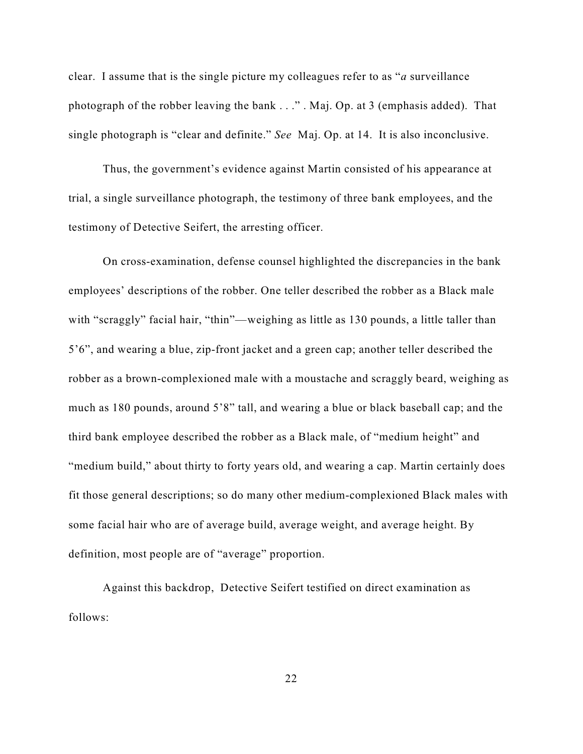clear. I assume that is the single picture my colleagues refer to as "*a* surveillance photograph of the robber leaving the bank . . ." . Maj. Op. at 3 (emphasis added). That single photograph is "clear and definite." *See* Maj. Op. at 14. It is also inconclusive.

Thus, the government's evidence against Martin consisted of his appearance at trial, a single surveillance photograph, the testimony of three bank employees, and the testimony of Detective Seifert, the arresting officer.

On cross-examination, defense counsel highlighted the discrepancies in the bank employees' descriptions of the robber. One teller described the robber as a Black male with "scraggly" facial hair, "thin"—weighing as little as 130 pounds, a little taller than 5'6", and wearing a blue, zip-front jacket and a green cap; another teller described the robber as a brown-complexioned male with a moustache and scraggly beard, weighing as much as 180 pounds, around 5'8" tall, and wearing a blue or black baseball cap; and the third bank employee described the robber as a Black male, of "medium height" and "medium build," about thirty to forty years old, and wearing a cap. Martin certainly does fit those general descriptions; so do many other medium-complexioned Black males with some facial hair who are of average build, average weight, and average height. By definition, most people are of "average" proportion.

Against this backdrop, Detective Seifert testified on direct examination as follows: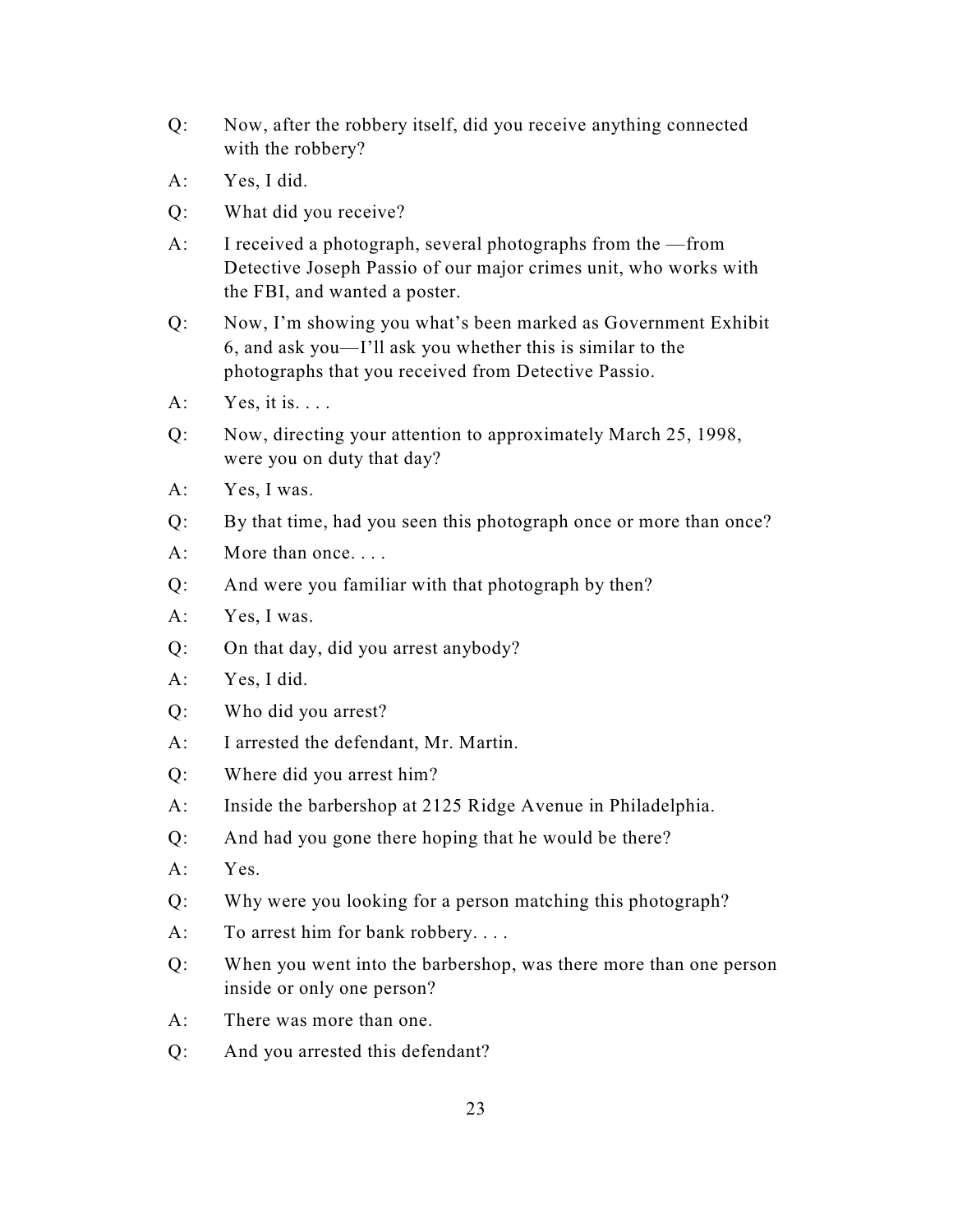Q: Now, after the robbery itself, did you receive anything connected with the robbery?

A: Yes, I did.

Q: What did you receive?

A: I received a photograph, several photographs from the —from Detective Joseph Passio of our major crimes unit, who works with the FBI, and wanted a poster.

Q: Now, I'm showing you what's been marked as Government Exhibit 6, and ask you—I'll ask you whether this is similar to the photographs that you received from Detective Passio.

A: Yes, it is. . . .

Q: Now, directing your attention to approximately March 25, 1998, were you on duty that day?

A: Yes, I was.

Q: By that time, had you seen this photograph once or more than once?

A: More than once. . . .

Q: And were you familiar with that photograph by then?

A: Yes, I was.

Q: On that day, did you arrest anybody?

A: Yes, I did.

Q: Who did you arrest?

A: I arrested the defendant, Mr. Martin.

Q: Where did you arrest him?

A: Inside the barbershop at 2125 Ridge Avenue in Philadelphia.

Q: And had you gone there hoping that he would be there?

A: Yes.

Q: Why were you looking for a person matching this photograph?

A: To arrest him for bank robbery. . . .

Q: When you went into the barbershop, was there more than one person inside or only one person?

A: There was more than one.

Q: And you arrested this defendant?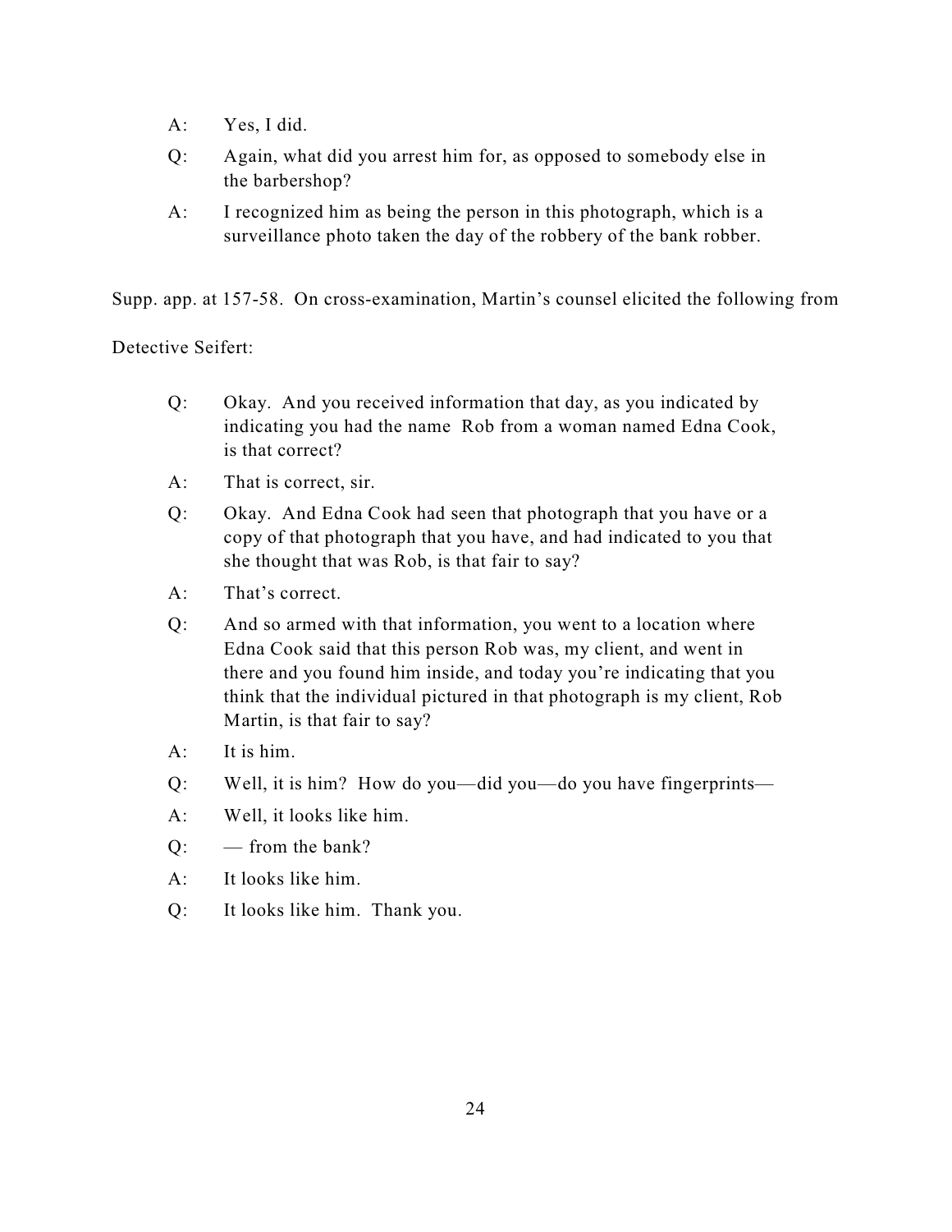A: Yes, I did.

Q: Again, what did you arrest him for, as opposed to somebody else in the barbershop?

A: I recognized him as being the person in this photograph, which is a surveillance photo taken the day of the robbery of the bank robber.

Supp. app. at 157-58. On cross-examination, Martin's counsel elicited the following from Detective Seifert:

Q: Okay. And you received information that day, as you indicated by indicating you had the name Rob from a woman named Edna Cook, is that correct?

A: That is correct, sir.

Q: Okay. And Edna Cook had seen that photograph that you have or a copy of that photograph that you have, and had indicated to you that she thought that was Rob, is that fair to say?

A: That's correct.

Q: And so armed with that information, you went to a location where Edna Cook said that this person Rob was, my client, and went in there and you found him inside, and today you're indicating that you think that the individual pictured in that photograph is my client, Rob Martin, is that fair to say?

A: It is him.

Q: Well, it is him? How do you—did you—do you have fingerprints—

A: Well, it looks like him.

Q: — from the bank?

A: It looks like him.

Q: It looks like him. Thank you.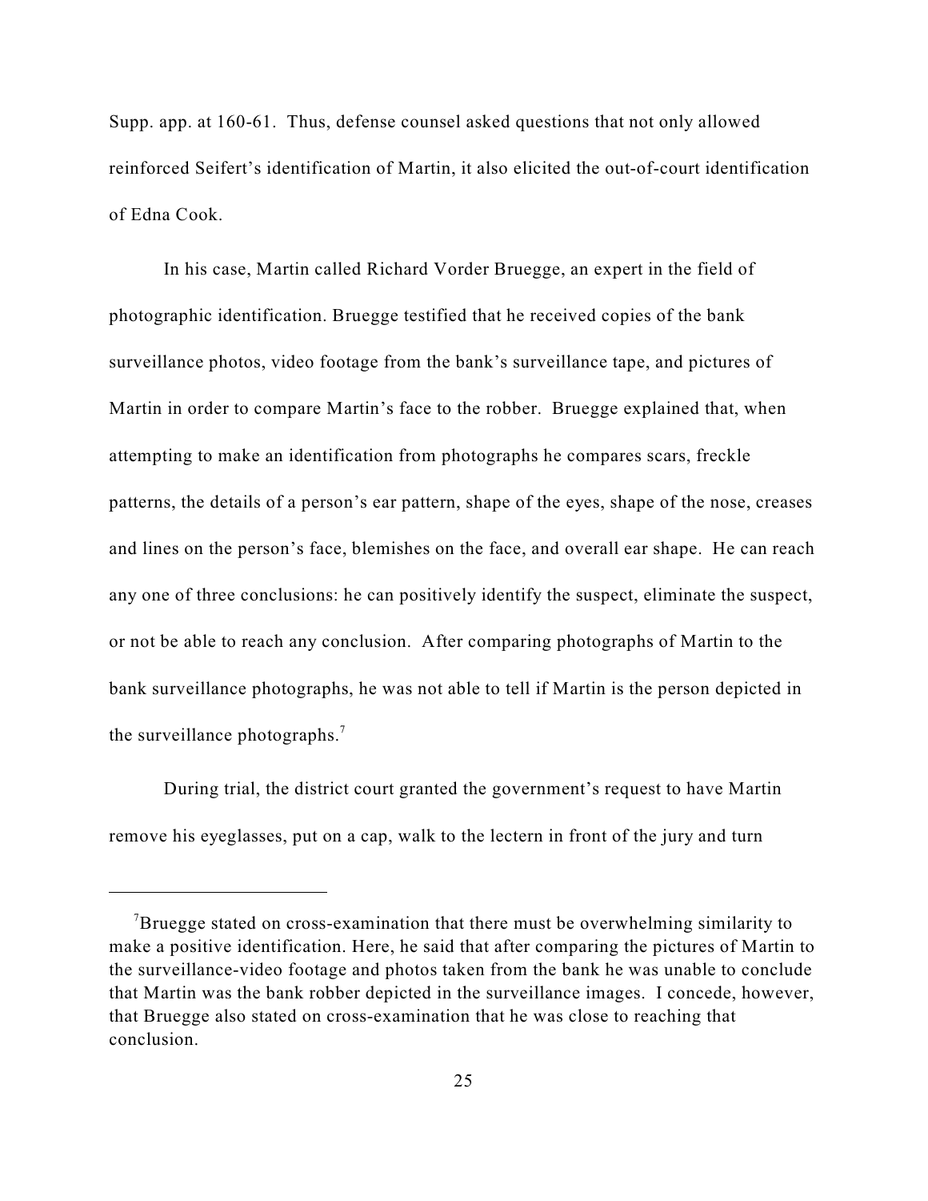Supp. app. at 160-61. Thus, defense counsel asked questions that not only allowed reinforced Seifert's identification of Martin, it also elicited the out-of-court identification of Edna Cook.

In his case, Martin called Richard Vorder Bruegge, an expert in the field of photographic identification. Bruegge testified that he received copies of the bank surveillance photos, video footage from the bank's surveillance tape, and pictures of Martin in order to compare Martin's face to the robber. Bruegge explained that, when attempting to make an identification from photographs he compares scars, freckle patterns, the details of a person's ear pattern, shape of the eyes, shape of the nose, creases and lines on the person's face, blemishes on the face, and overall ear shape. He can reach any one of three conclusions: he can positively identify the suspect, eliminate the suspect, or not be able to reach any conclusion. After comparing photographs of Martin to the bank surveillance photographs, he was not able to tell if Martin is the person depicted in the surveillance photographs.[7]

During trial, the district court granted the government's request to have Martin remove his eyeglasses, put on a cap, walk to the lectern in front of the jury and turn

---

[7]Bruegge stated on cross-examination that there must be overwhelming similarity to make a positive identification. Here, he said that after comparing the pictures of Martin to the surveillance-video footage and photos taken from the bank he was unable to conclude that Martin was the bank robber depicted in the surveillance images. I concede, however, that Bruegge also stated on cross-examination that he was close to reaching that conclusion.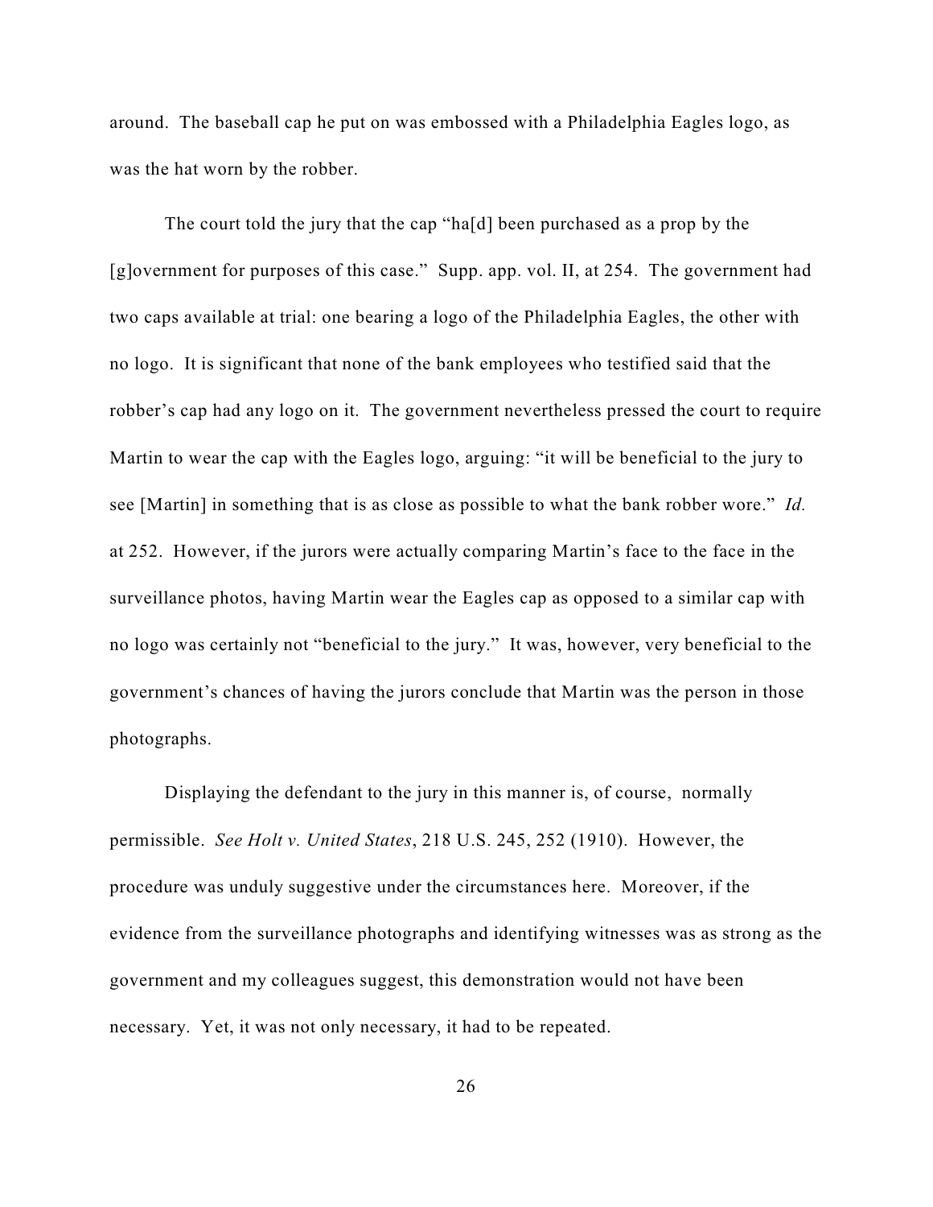around. The baseball cap he put on was embossed with a Philadelphia Eagles logo, as was the hat worn by the robber.

The court told the jury that the cap "ha[d] been purchased as a prop by the [g]overnment for purposes of this case." Supp. app. vol. II, at 254. The government had two caps available at trial: one bearing a logo of the Philadelphia Eagles, the other with no logo. It is significant that none of the bank employees who testified said that the robber's cap had any logo on it. The government nevertheless pressed the court to require Martin to wear the cap with the Eagles logo, arguing: "it will be beneficial to the jury to see [Martin] in something that is as close as possible to what the bank robber wore." *Id.* at 252. However, if the jurors were actually comparing Martin's face to the face in the surveillance photos, having Martin wear the Eagles cap as opposed to a similar cap with no logo was certainly not "beneficial to the jury." It was, however, very beneficial to the government's chances of having the jurors conclude that Martin was the person in those photographs.

Displaying the defendant to the jury in this manner is, of course, normally permissible. *See Holt v. United States*, 218 U.S. 245, 252 (1910). However, the procedure was unduly suggestive under the circumstances here. Moreover, if the evidence from the surveillance photographs and identifying witnesses was as strong as the government and my colleagues suggest, this demonstration would not have been necessary. Yet, it was not only necessary, it had to be repeated.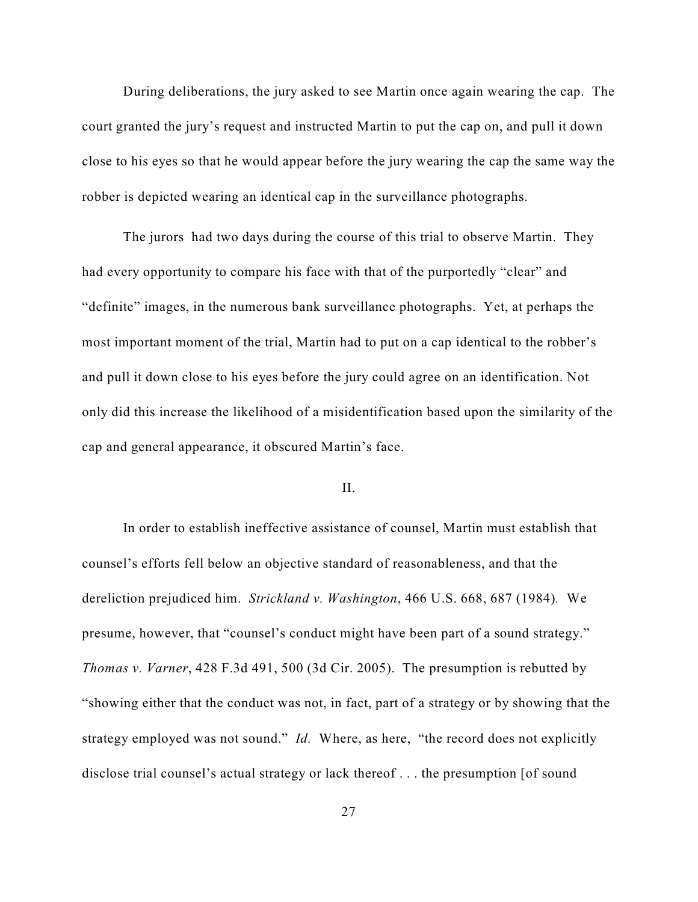During deliberations, the jury asked to see Martin once again wearing the cap. The court granted the jury's request and instructed Martin to put the cap on, and pull it down close to his eyes so that he would appear before the jury wearing the cap the same way the robber is depicted wearing an identical cap in the surveillance photographs.

The jurors had two days during the course of this trial to observe Martin. They had every opportunity to compare his face with that of the purportedly "clear" and "definite" images, in the numerous bank surveillance photographs. Yet, at perhaps the most important moment of the trial, Martin had to put on a cap identical to the robber's and pull it down close to his eyes before the jury could agree on an identification. Not only did this increase the likelihood of a misidentification based upon the similarity of the cap and general appearance, it obscured Martin's face.

## II.

In order to establish ineffective assistance of counsel, Martin must establish that counsel's efforts fell below an objective standard of reasonableness, and that the dereliction prejudiced him. *Strickland v. Washington*, 466 U.S. 668, 687 (1984). We presume, however, that "counsel's conduct might have been part of a sound strategy." *Thomas v. Varner*, 428 F.3d 491, 500 (3d Cir. 2005). The presumption is rebutted by "showing either that the conduct was not, in fact, part of a strategy or by showing that the strategy employed was not sound." *Id.* Where, as here, "the record does not explicitly disclose trial counsel's actual strategy or lack thereof . . . the presumption [of sound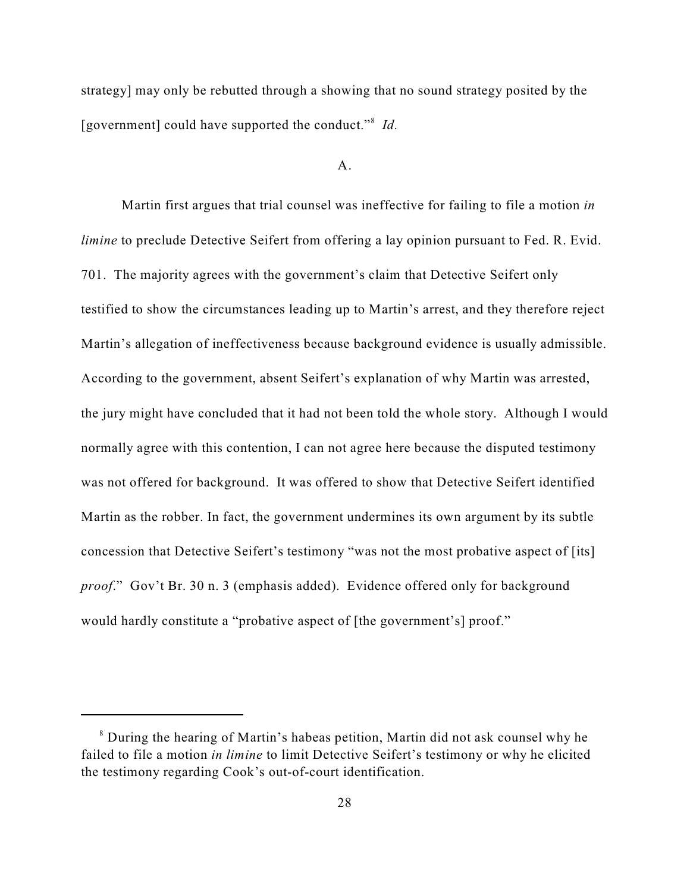strategy] may only be rebutted through a showing that no sound strategy posited by the [government] could have supported the conduct."[8] *Id.*

A.

Martin first argues that trial counsel was ineffective for failing to file a motion *in limine* to preclude Detective Seifert from offering a lay opinion pursuant to Fed. R. Evid. 701. The majority agrees with the government's claim that Detective Seifert only testified to show the circumstances leading up to Martin's arrest, and they therefore reject Martin's allegation of ineffectiveness because background evidence is usually admissible. According to the government, absent Seifert's explanation of why Martin was arrested, the jury might have concluded that it had not been told the whole story. Although I would normally agree with this contention, I can not agree here because the disputed testimony was not offered for background. It was offered to show that Detective Seifert identified Martin as the robber. In fact, the government undermines its own argument by its subtle concession that Detective Seifert's testimony "was not the most probative aspect of [its] *proof*." Gov't Br. 30 n. 3 (emphasis added). Evidence offered only for background would hardly constitute a "probative aspect of [the government's] proof."

---

[8] During the hearing of Martin's habeas petition, Martin did not ask counsel why he failed to file a motion *in limine* to limit Detective Seifert's testimony or why he elicited the testimony regarding Cook's out-of-court identification.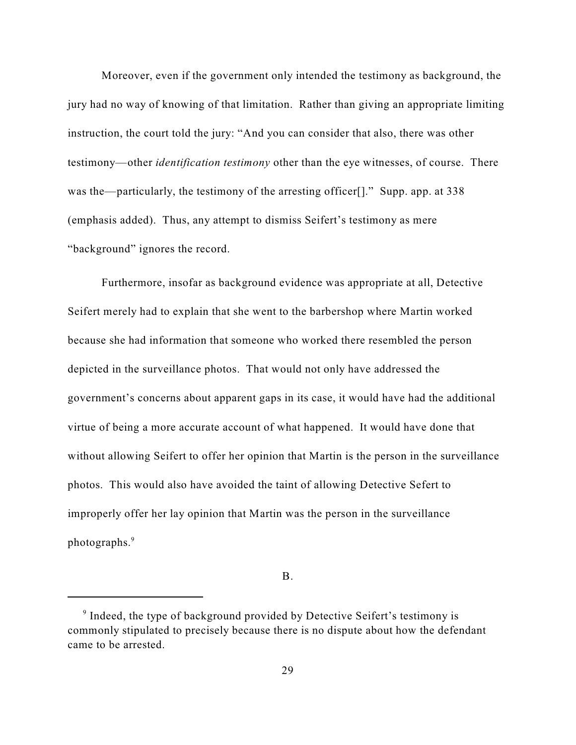Moreover, even if the government only intended the testimony as background, the jury had no way of knowing of that limitation. Rather than giving an appropriate limiting instruction, the court told the jury: "And you can consider that also, there was other testimony—other *identification testimony* other than the eye witnesses, of course. There was the—particularly, the testimony of the arresting officer[]." Supp. app. at 338 (emphasis added). Thus, any attempt to dismiss Seifert's testimony as mere "background" ignores the record.

Furthermore, insofar as background evidence was appropriate at all, Detective Seifert merely had to explain that she went to the barbershop where Martin worked because she had information that someone who worked there resembled the person depicted in the surveillance photos. That would not only have addressed the government's concerns about apparent gaps in its case, it would have had the additional virtue of being a more accurate account of what happened. It would have done that without allowing Seifert to offer her opinion that Martin is the person in the surveillance photos. This would also have avoided the taint of allowing Detective Sefert to improperly offer her lay opinion that Martin was the person in the surveillance photographs.[9]

B.

[9] Indeed, the type of background provided by Detective Seifert's testimony is commonly stipulated to precisely because there is no dispute about how the defendant came to be arrested.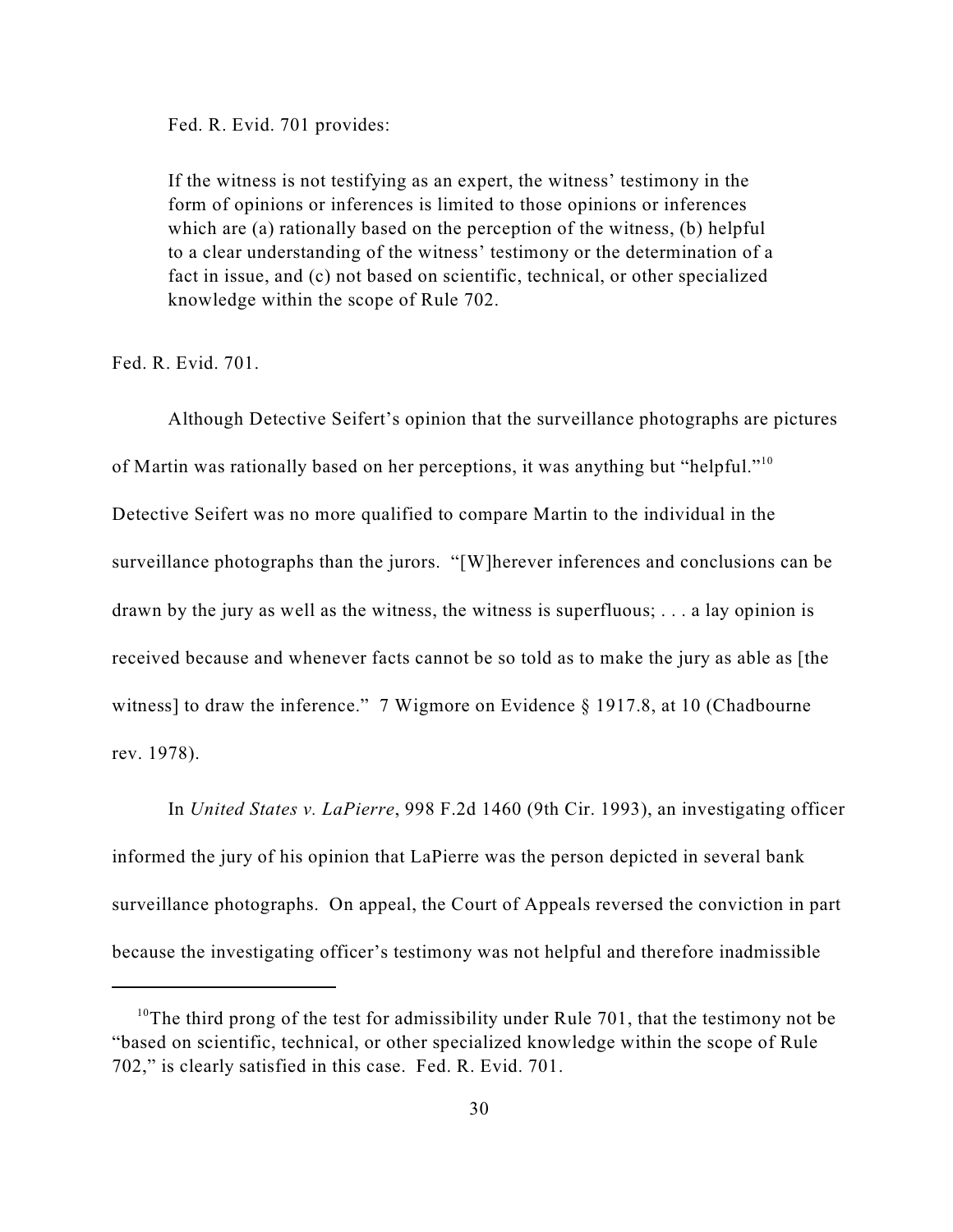Fed. R. Evid. 701 provides:

> If the witness is not testifying as an expert, the witness' testimony in the form of opinions or inferences is limited to those opinions or inferences which are (a) rationally based on the perception of the witness, (b) helpful to a clear understanding of the witness' testimony or the determination of a fact in issue, and (c) not based on scientific, technical, or other specialized knowledge within the scope of Rule 702.

Fed. R. Evid. 701.

Although Detective Seifert's opinion that the surveillance photographs are pictures of Martin was rationally based on her perceptions, it was anything but "helpful."[10] Detective Seifert was no more qualified to compare Martin to the individual in the surveillance photographs than the jurors. "[W]herever inferences and conclusions can be drawn by the jury as well as the witness, the witness is superfluous; . . . a lay opinion is received because and whenever facts cannot be so told as to make the jury as able as [the witness] to draw the inference." 7 Wigmore on Evidence § 1917.8, at 10 (Chadbourne rev. 1978).

In *United States v. LaPierre*, 998 F.2d 1460 (9th Cir. 1993), an investigating officer informed the jury of his opinion that LaPierre was the person depicted in several bank surveillance photographs. On appeal, the Court of Appeals reversed the conviction in part because the investigating officer's testimony was not helpful and therefore inadmissible

---

[10] The third prong of the test for admissibility under Rule 701, that the testimony not be "based on scientific, technical, or other specialized knowledge within the scope of Rule 702," is clearly satisfied in this case. Fed. R. Evid. 701.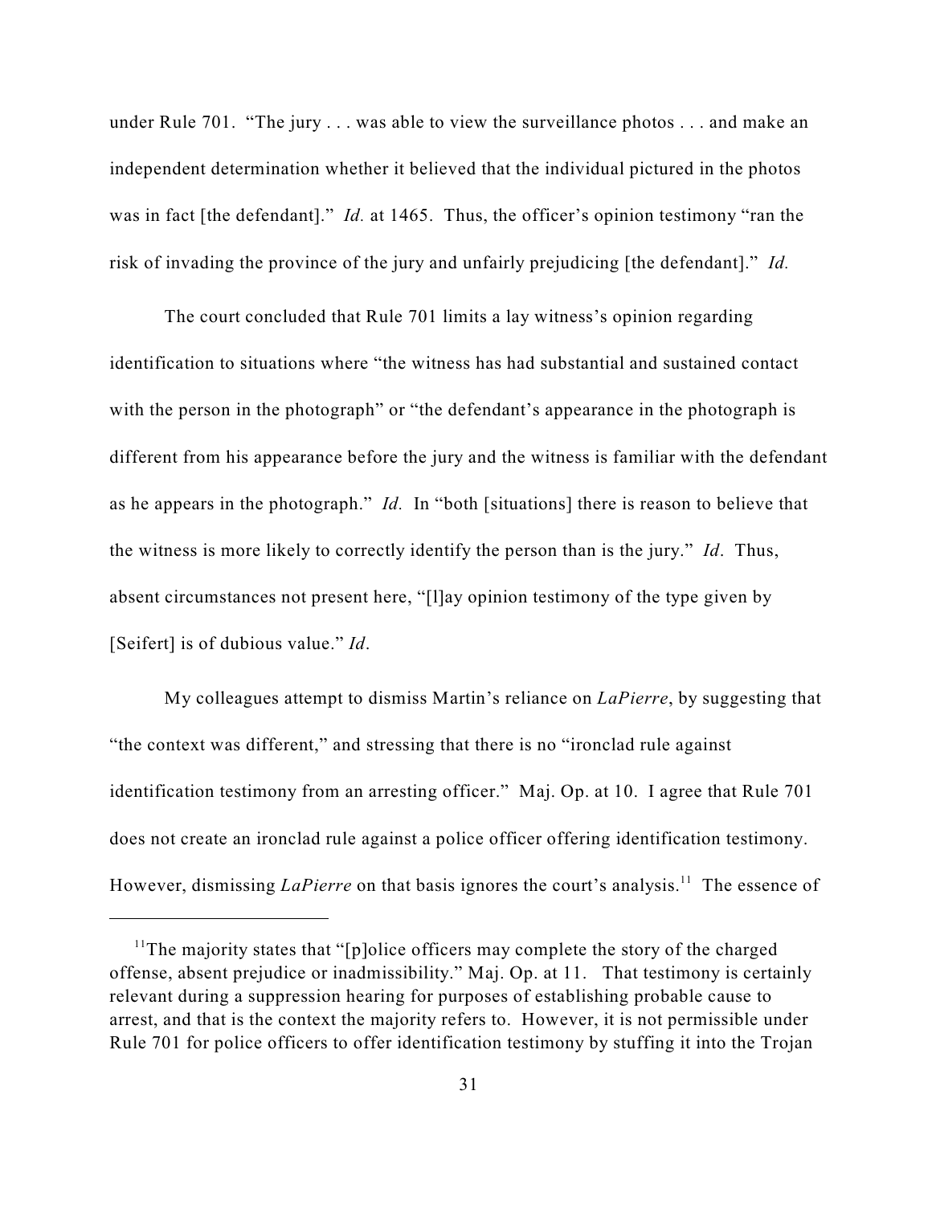under Rule 701. "The jury . . . was able to view the surveillance photos . . . and make an independent determination whether it believed that the individual pictured in the photos was in fact [the defendant]." *Id.* at 1465. Thus, the officer's opinion testimony "ran the risk of invading the province of the jury and unfairly prejudicing [the defendant]." *Id.*

The court concluded that Rule 701 limits a lay witness's opinion regarding identification to situations where "the witness has had substantial and sustained contact with the person in the photograph" or "the defendant's appearance in the photograph is different from his appearance before the jury and the witness is familiar with the defendant as he appears in the photograph." *Id.* In "both [situations] there is reason to believe that the witness is more likely to correctly identify the person than is the jury." *Id*. Thus, absent circumstances not present here, "[l]ay opinion testimony of the type given by [Seifert] is of dubious value." *Id*.

My colleagues attempt to dismiss Martin's reliance on *LaPierre*, by suggesting that "the context was different," and stressing that there is no "ironclad rule against identification testimony from an arresting officer." Maj. Op. at 10. I agree that Rule 701 does not create an ironclad rule against a police officer offering identification testimony. However, dismissing *LaPierre* on that basis ignores the court's analysis.[11] The essence of

[11]The majority states that "[p]olice officers may complete the story of the charged offense, absent prejudice or inadmissibility." Maj. Op. at 11. That testimony is certainly relevant during a suppression hearing for purposes of establishing probable cause to arrest, and that is the context the majority refers to. However, it is not permissible under Rule 701 for police officers to offer identification testimony by stuffing it into the Trojan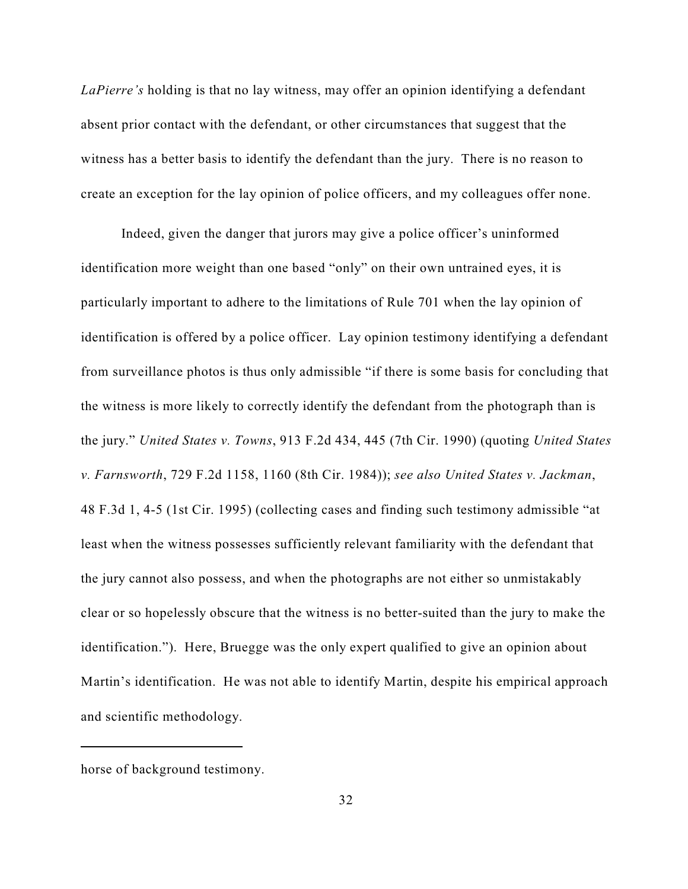*LaPierre's* holding is that no lay witness, may offer an opinion identifying a defendant absent prior contact with the defendant, or other circumstances that suggest that the witness has a better basis to identify the defendant than the jury. There is no reason to create an exception for the lay opinion of police officers, and my colleagues offer none.

Indeed, given the danger that jurors may give a police officer's uninformed identification more weight than one based "only" on their own untrained eyes, it is particularly important to adhere to the limitations of Rule 701 when the lay opinion of identification is offered by a police officer. Lay opinion testimony identifying a defendant from surveillance photos is thus only admissible "if there is some basis for concluding that the witness is more likely to correctly identify the defendant from the photograph than is the jury." *United States v. Towns*, 913 F.2d 434, 445 (7th Cir. 1990) (quoting *United States v. Farnsworth*, 729 F.2d 1158, 1160 (8th Cir. 1984)); *see also United States v. Jackman*, 48 F.3d 1, 4-5 (1st Cir. 1995) (collecting cases and finding such testimony admissible "at least when the witness possesses sufficiently relevant familiarity with the defendant that the jury cannot also possess, and when the photographs are not either so unmistakably clear or so hopelessly obscure that the witness is no better-suited than the jury to make the identification."). Here, Bruegge was the only expert qualified to give an opinion about Martin's identification. He was not able to identify Martin, despite his empirical approach and scientific methodology.

---

horse of background testimony.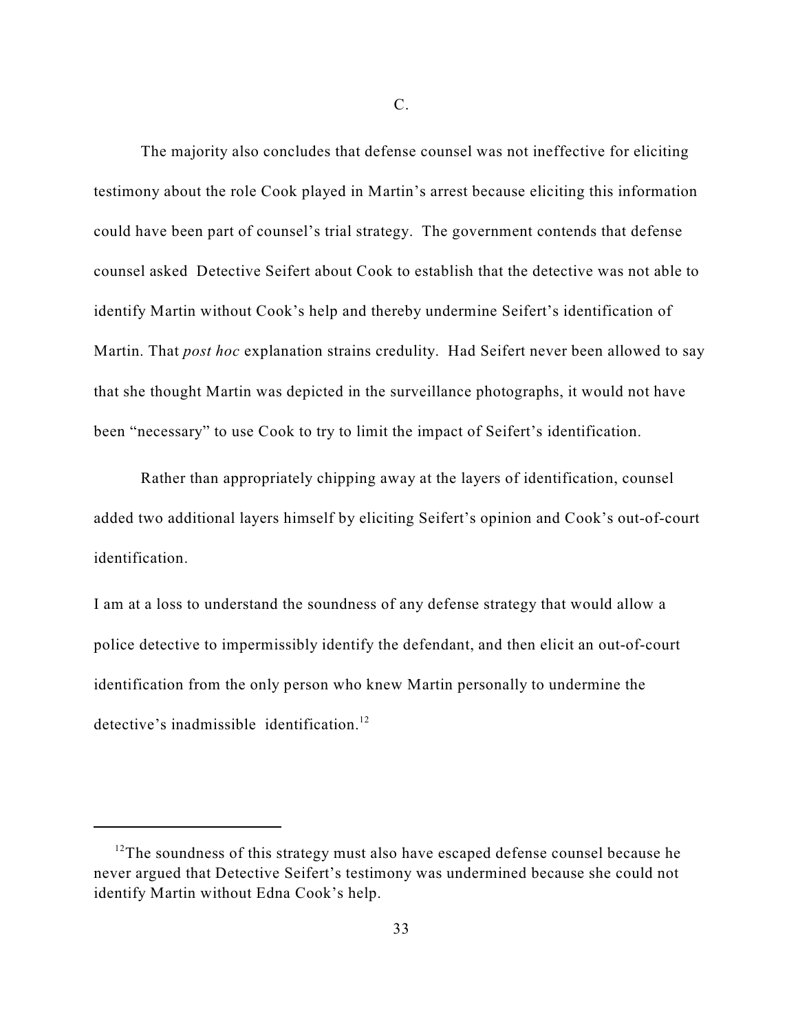### C.

The majority also concludes that defense counsel was not ineffective for eliciting testimony about the role Cook played in Martin's arrest because eliciting this information could have been part of counsel's trial strategy. The government contends that defense counsel asked Detective Seifert about Cook to establish that the detective was not able to identify Martin without Cook's help and thereby undermine Seifert's identification of Martin. That *post hoc* explanation strains credulity. Had Seifert never been allowed to say that she thought Martin was depicted in the surveillance photographs, it would not have been "necessary" to use Cook to try to limit the impact of Seifert's identification.

Rather than appropriately chipping away at the layers of identification, counsel added two additional layers himself by eliciting Seifert's opinion and Cook's out-of-court identification.

I am at a loss to understand the soundness of any defense strategy that would allow a police detective to impermissibly identify the defendant, and then elicit an out-of-court identification from the only person who knew Martin personally to undermine the detective's inadmissible identification.[12]

---

[12] The soundness of this strategy must also have escaped defense counsel because he never argued that Detective Seifert's testimony was undermined because she could not identify Martin without Edna Cook's help.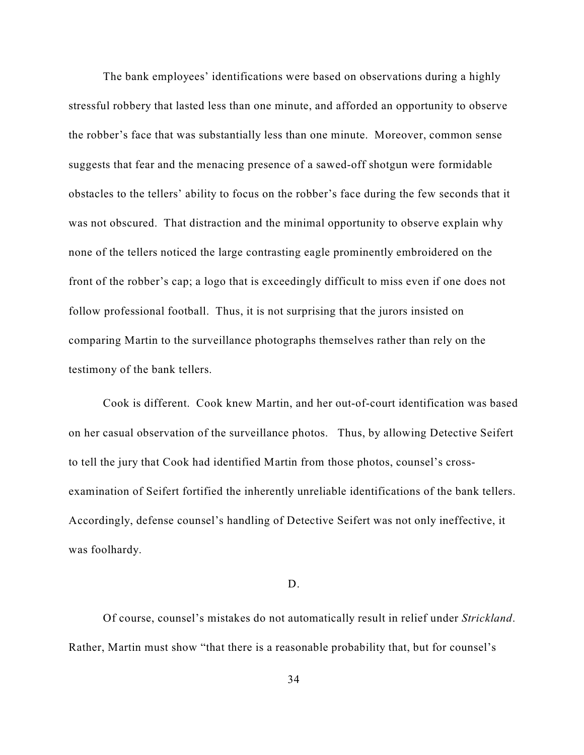The bank employees' identifications were based on observations during a highly stressful robbery that lasted less than one minute, and afforded an opportunity to observe the robber's face that was substantially less than one minute. Moreover, common sense suggests that fear and the menacing presence of a sawed-off shotgun were formidable obstacles to the tellers' ability to focus on the robber's face during the few seconds that it was not obscured. That distraction and the minimal opportunity to observe explain why none of the tellers noticed the large contrasting eagle prominently embroidered on the front of the robber's cap; a logo that is exceedingly difficult to miss even if one does not follow professional football. Thus, it is not surprising that the jurors insisted on comparing Martin to the surveillance photographs themselves rather than rely on the testimony of the bank tellers.

Cook is different. Cook knew Martin, and her out-of-court identification was based on her casual observation of the surveillance photos. Thus, by allowing Detective Seifert to tell the jury that Cook had identified Martin from those photos, counsel's cross-examination of Seifert fortified the inherently unreliable identifications of the bank tellers. Accordingly, defense counsel's handling of Detective Seifert was not only ineffective, it was foolhardy.

D.

Of course, counsel's mistakes do not automatically result in relief under *Strickland*. Rather, Martin must show "that there is a reasonable probability that, but for counsel's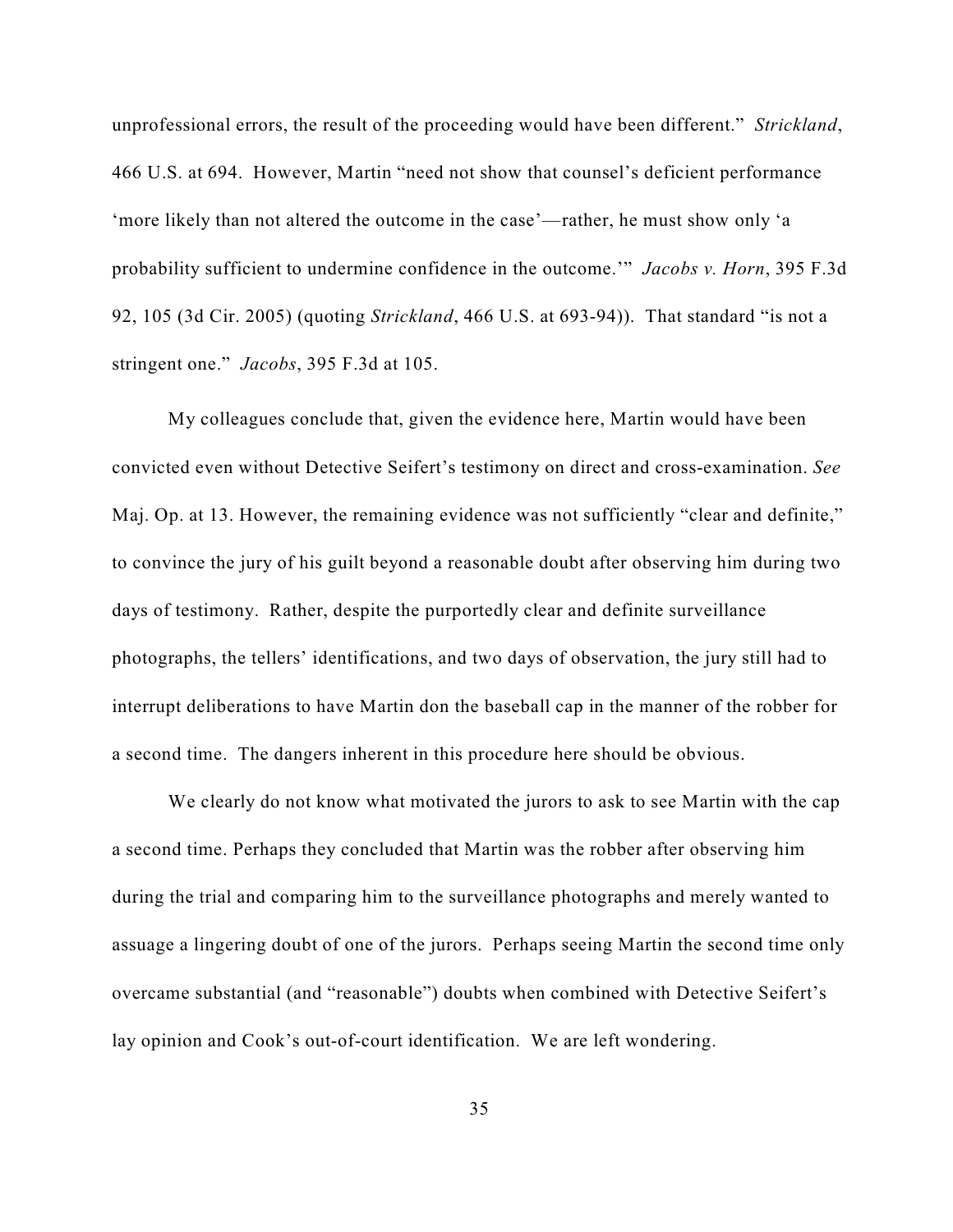unprofessional errors, the result of the proceeding would have been different." *Strickland*, 466 U.S. at 694. However, Martin "need not show that counsel's deficient performance 'more likely than not altered the outcome in the case'—rather, he must show only 'a probability sufficient to undermine confidence in the outcome.'" *Jacobs v. Horn*, 395 F.3d 92, 105 (3d Cir. 2005) (quoting *Strickland*, 466 U.S. at 693-94)). That standard "is not a stringent one." *Jacobs*, 395 F.3d at 105.

My colleagues conclude that, given the evidence here, Martin would have been convicted even without Detective Seifert's testimony on direct and cross-examination. *See* Maj. Op. at 13. However, the remaining evidence was not sufficiently "clear and definite," to convince the jury of his guilt beyond a reasonable doubt after observing him during two days of testimony. Rather, despite the purportedly clear and definite surveillance photographs, the tellers' identifications, and two days of observation, the jury still had to interrupt deliberations to have Martin don the baseball cap in the manner of the robber for a second time. The dangers inherent in this procedure here should be obvious.

We clearly do not know what motivated the jurors to ask to see Martin with the cap a second time. Perhaps they concluded that Martin was the robber after observing him during the trial and comparing him to the surveillance photographs and merely wanted to assuage a lingering doubt of one of the jurors. Perhaps seeing Martin the second time only overcame substantial (and "reasonable") doubts when combined with Detective Seifert's lay opinion and Cook's out-of-court identification. We are left wondering.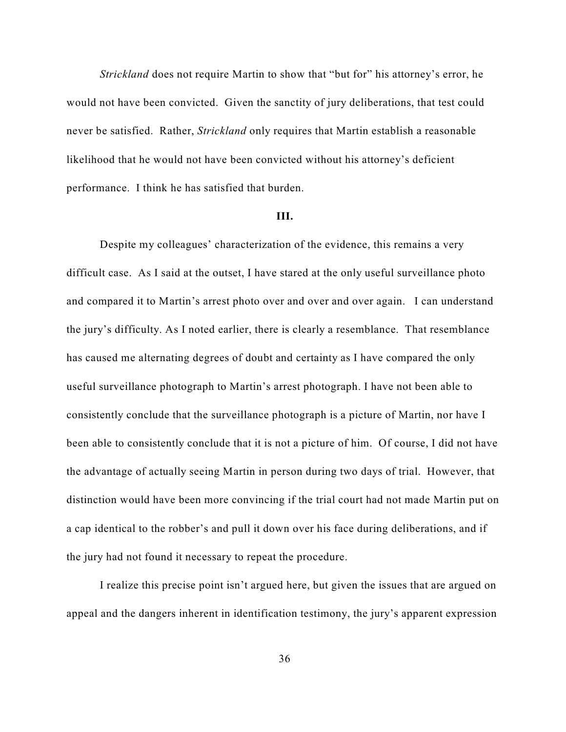*Strickland* does not require Martin to show that "but for" his attorney's error, he would not have been convicted. Given the sanctity of jury deliberations, that test could never be satisfied. Rather, *Strickland* only requires that Martin establish a reasonable likelihood that he would not have been convicted without his attorney's deficient performance. I think he has satisfied that burden.

**III.**

Despite my colleagues' characterization of the evidence, this remains a very difficult case. As I said at the outset, I have stared at the only useful surveillance photo and compared it to Martin's arrest photo over and over and over again. I can understand the jury's difficulty. As I noted earlier, there is clearly a resemblance. That resemblance has caused me alternating degrees of doubt and certainty as I have compared the only useful surveillance photograph to Martin's arrest photograph. I have not been able to consistently conclude that the surveillance photograph is a picture of Martin, nor have I been able to consistently conclude that it is not a picture of him. Of course, I did not have the advantage of actually seeing Martin in person during two days of trial. However, that distinction would have been more convincing if the trial court had not made Martin put on a cap identical to the robber's and pull it down over his face during deliberations, and if the jury had not found it necessary to repeat the procedure.

I realize this precise point isn't argued here, but given the issues that are argued on appeal and the dangers inherent in identification testimony, the jury's apparent expression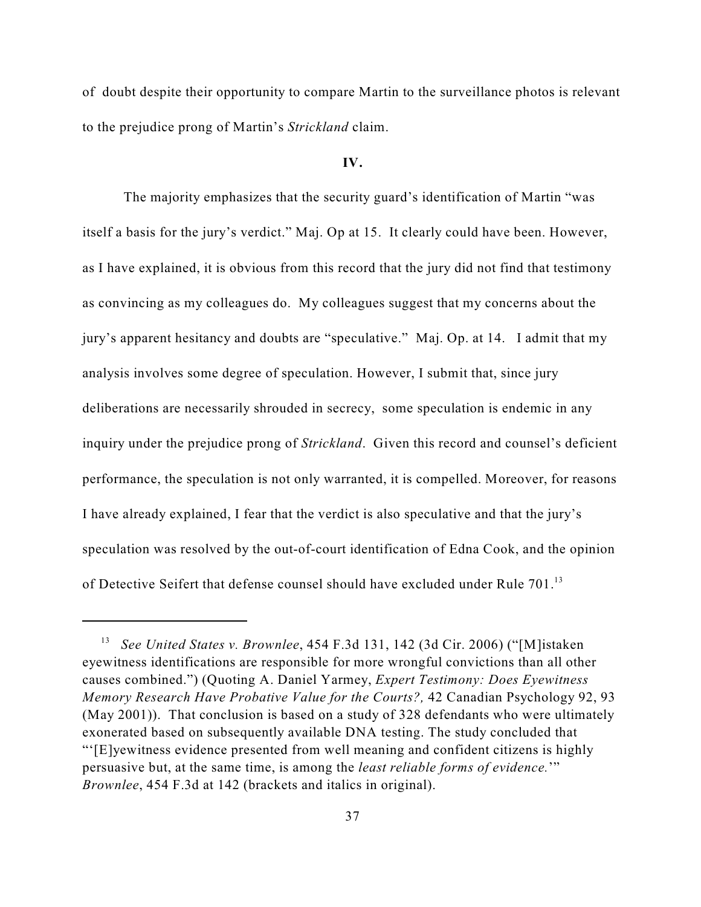of doubt despite their opportunity to compare Martin to the surveillance photos is relevant to the prejudice prong of Martin's *Strickland* claim.

**IV.**

The majority emphasizes that the security guard's identification of Martin "was itself a basis for the jury's verdict." Maj. Op at 15. It clearly could have been. However, as I have explained, it is obvious from this record that the jury did not find that testimony as convincing as my colleagues do. My colleagues suggest that my concerns about the jury's apparent hesitancy and doubts are "speculative." Maj. Op. at 14. I admit that my analysis involves some degree of speculation. However, I submit that, since jury deliberations are necessarily shrouded in secrecy, some speculation is endemic in any inquiry under the prejudice prong of *Strickland*. Given this record and counsel's deficient performance, the speculation is not only warranted, it is compelled. Moreover, for reasons I have already explained, I fear that the verdict is also speculative and that the jury's speculation was resolved by the out-of-court identification of Edna Cook, and the opinion of Detective Seifert that defense counsel should have excluded under Rule 701.[13]

---

[13] *See United States v. Brownlee*, 454 F.3d 131, 142 (3d Cir. 2006) ("[M]istaken eyewitness identifications are responsible for more wrongful convictions than all other causes combined.") (Quoting A. Daniel Yarmey, *Expert Testimony: Does Eyewitness Memory Research Have Probative Value for the Courts?,* 42 Canadian Psychology 92, 93 (May 2001)). That conclusion is based on a study of 328 defendants who were ultimately exonerated based on subsequently available DNA testing. The study concluded that "'[E]yewitness evidence presented from well meaning and confident citizens is highly persuasive but, at the same time, is among the *least reliable forms of evidence.*'" *Brownlee*, 454 F.3d at 142 (brackets and italics in original).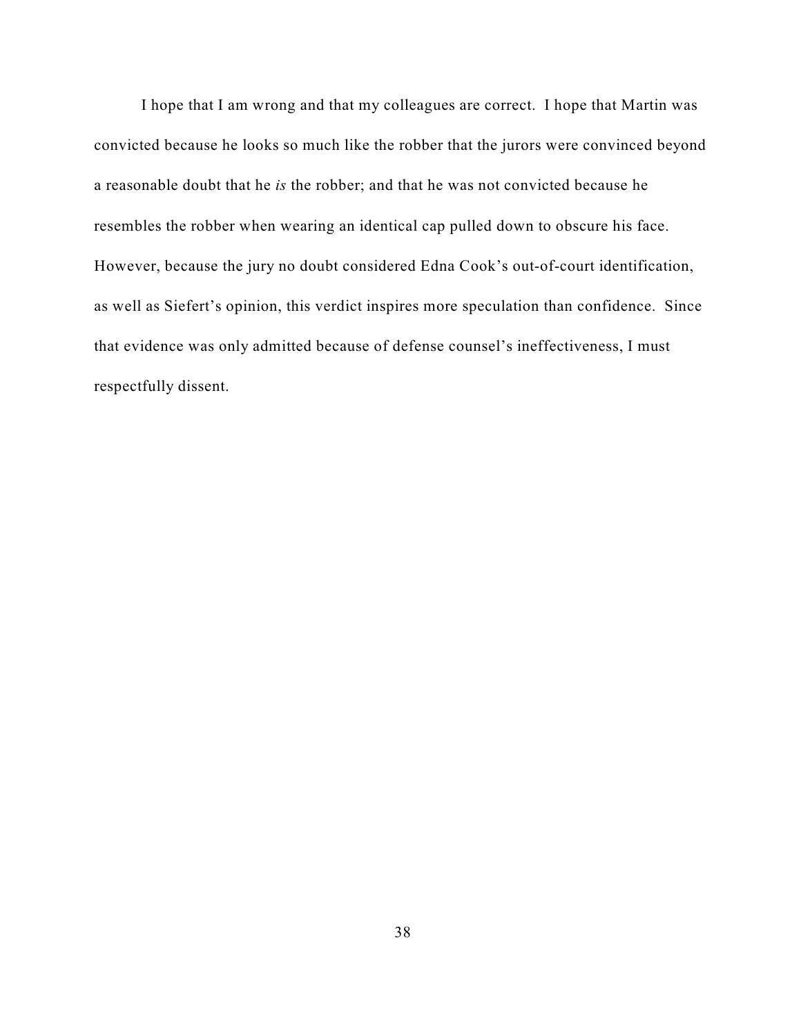I hope that I am wrong and that my colleagues are correct. I hope that Martin was convicted because he looks so much like the robber that the jurors were convinced beyond a reasonable doubt that he *is* the robber; and that he was not convicted because he resembles the robber when wearing an identical cap pulled down to obscure his face. However, because the jury no doubt considered Edna Cook's out-of-court identification, as well as Siefert's opinion, this verdict inspires more speculation than confidence. Since that evidence was only admitted because of defense counsel's ineffectiveness, I must respectfully dissent.